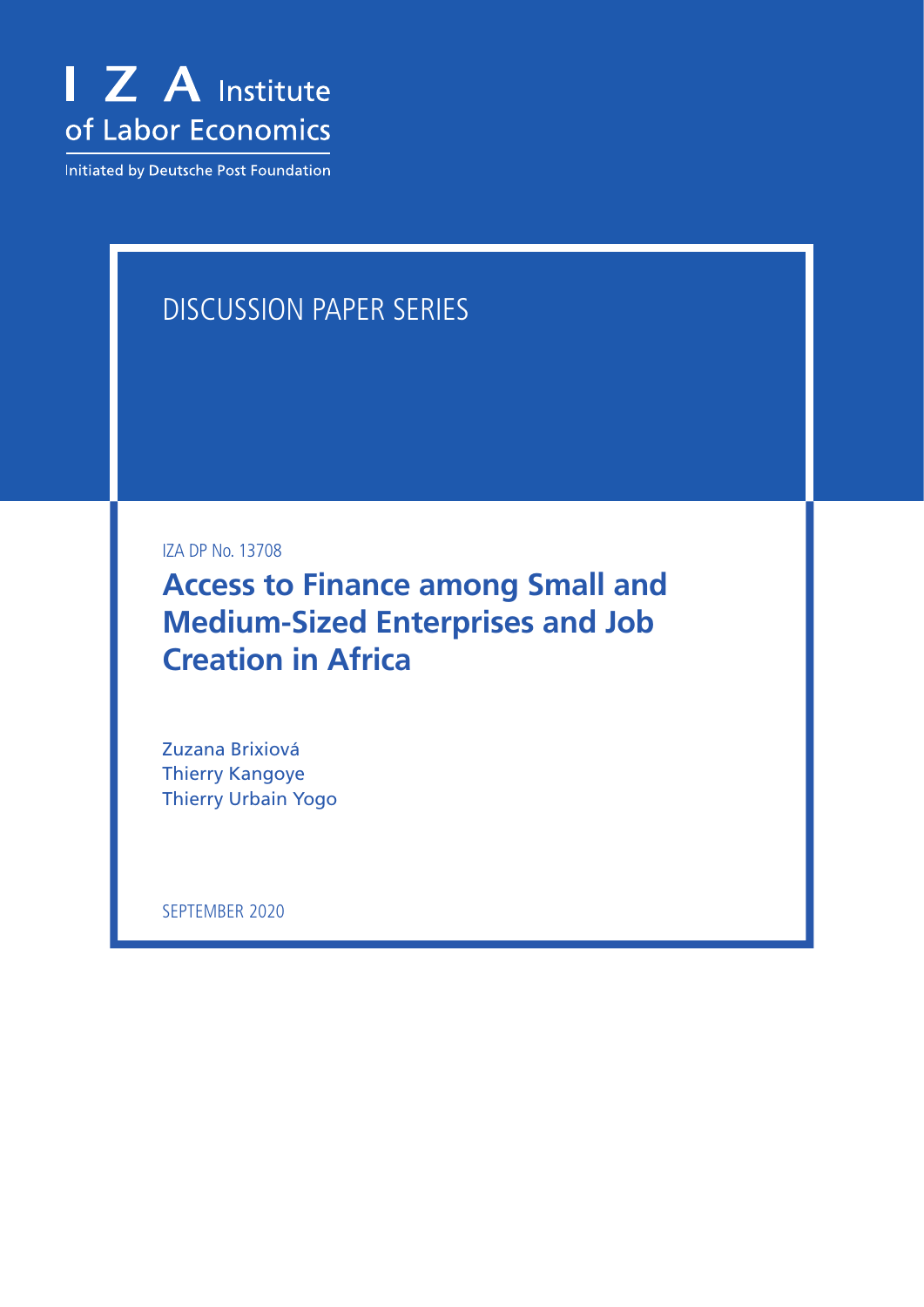I Z A Institute of Labor Economics

Initiated by Deutsche Post Foundation

DISCUSSION PAPER SERIES

IZA DP No. 13708

# Access to Finance among Small and Medium-Sized Enterprises and Job Creation in Africa

Zuzana Brixiová
Thierry Kangoye
Thierry Urbain Yogo

SEPTEMBER 2020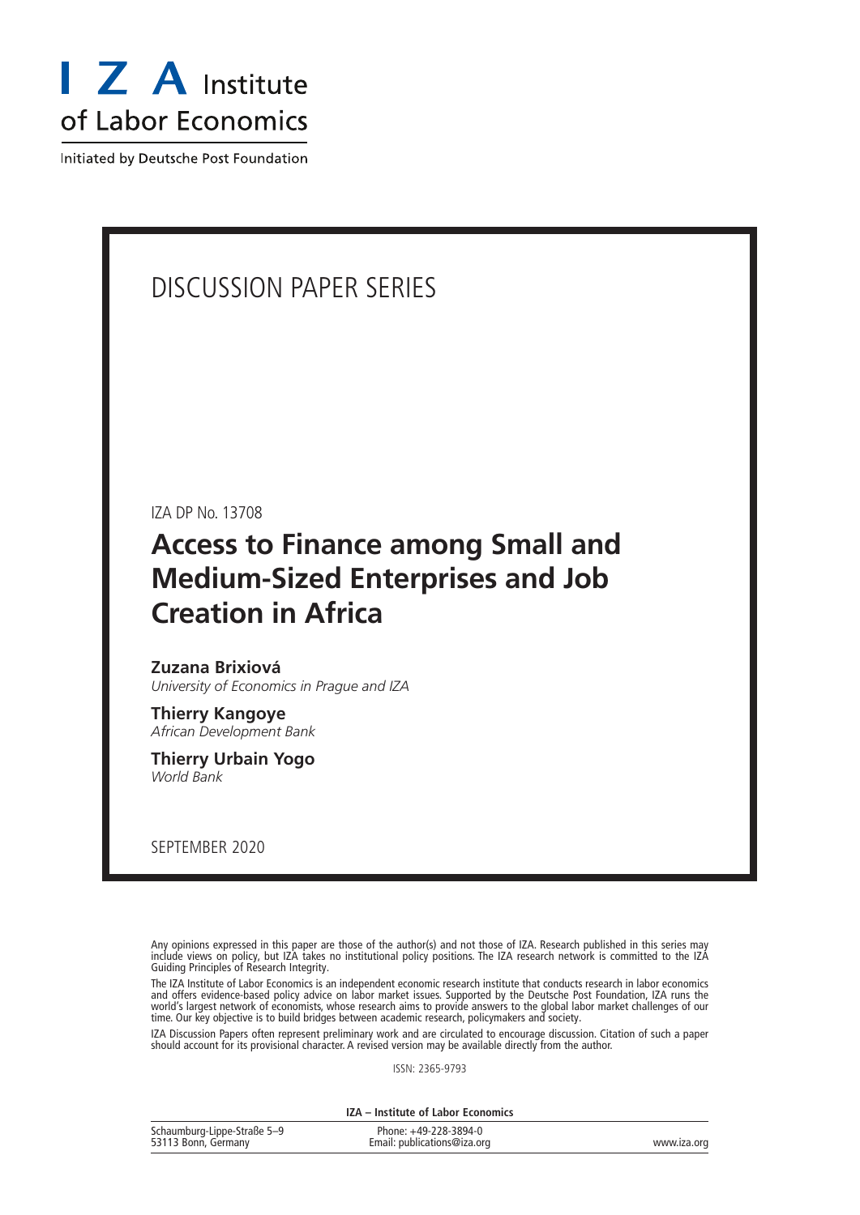I Z A Institute of Labor Economics

Initiated by Deutsche Post Foundation

# DISCUSSION PAPER SERIES

IZA DP No. 13708

## Access to Finance among Small and Medium-Sized Enterprises and Job Creation in Africa

**Zuzana Brixiová**
*University of Economics in Prague and IZA*

**Thierry Kangoye**
*African Development Bank*

**Thierry Urbain Yogo**
*World Bank*

SEPTEMBER 2020

Any opinions expressed in this paper are those of the author(s) and not those of IZA. Research published in this series may include views on policy, but IZA takes no institutional policy positions. The IZA research network is committed to the IZA Guiding Principles of Research Integrity.

The IZA Institute of Labor Economics is an independent economic research institute that conducts research in labor economics and offers evidence-based policy advice on labor market issues. Supported by the Deutsche Post Foundation, IZA runs the world's largest network of economists, whose research aims to provide answers to the global labor market challenges of our time. Our key objective is to build bridges between academic research, policymakers and society.

IZA Discussion Papers often represent preliminary work and are circulated to encourage discussion. Citation of such a paper should account for its provisional character. A revised version may be available directly from the author.

ISSN: 2365-9793

**IZA – Institute of Labor Economics**

Schaumburg-Lippe-Straße 5–9
53113 Bonn, Germany

Phone: +49-228-3894-0
Email: publications@iza.org

www.iza.org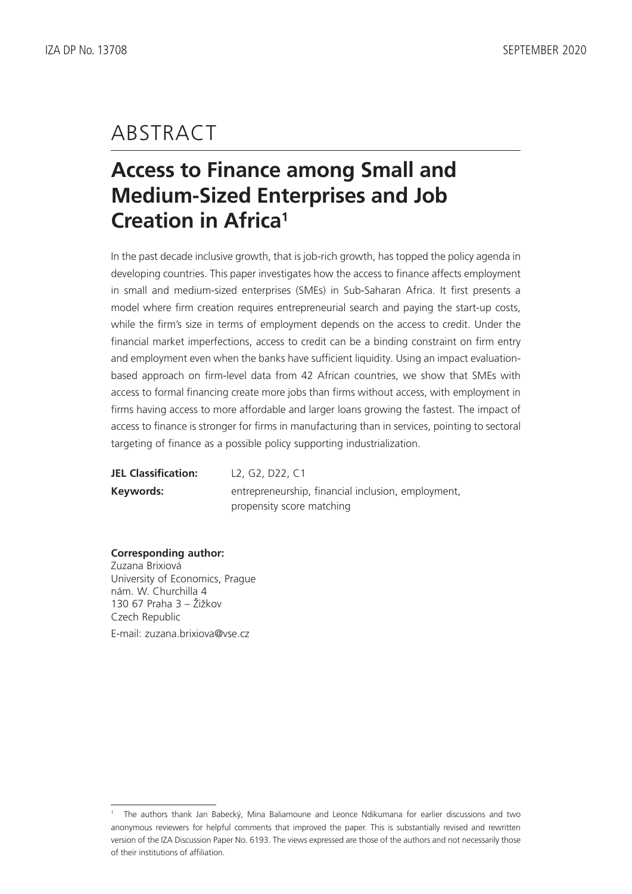# ABSTRACT

## Access to Finance among Small and Medium-Sized Enterprises and Job Creation in Africa[1]

In the past decade inclusive growth, that is job-rich growth, has topped the policy agenda in developing countries. This paper investigates how the access to finance affects employment in small and medium-sized enterprises (SMEs) in Sub-Saharan Africa. It first presents a model where firm creation requires entrepreneurial search and paying the start-up costs, while the firm's size in terms of employment depends on the access to credit. Under the financial market imperfections, access to credit can be a binding constraint on firm entry and employment even when the banks have sufficient liquidity. Using an impact evaluation-based approach on firm-level data from 42 African countries, we show that SMEs with access to formal financing create more jobs than firms without access, with employment in firms having access to more affordable and larger loans growing the fastest. The impact of access to finance is stronger for firms in manufacturing than in services, pointing to sectoral targeting of finance as a possible policy supporting industrialization.

**JEL Classification:** L2, G2, D22, C1

**Keywords:** entrepreneurship, financial inclusion, employment, propensity score matching

**Corresponding author:**
Zuzana Brixiová
University of Economics, Prague
nám. W. Churchilla 4
130 67 Praha 3 – Žižkov
Czech Republic
E-mail: zuzana.brixiova@vse.cz

---

[1] The authors thank Jan Babecký, Mina Baliamoune and Leonce Ndikumana for earlier discussions and two anonymous reviewers for helpful comments that improved the paper. This is substantially revised and rewritten version of the IZA Discussion Paper No. 6193. The views expressed are those of the authors and not necessarily those of their institutions of affiliation.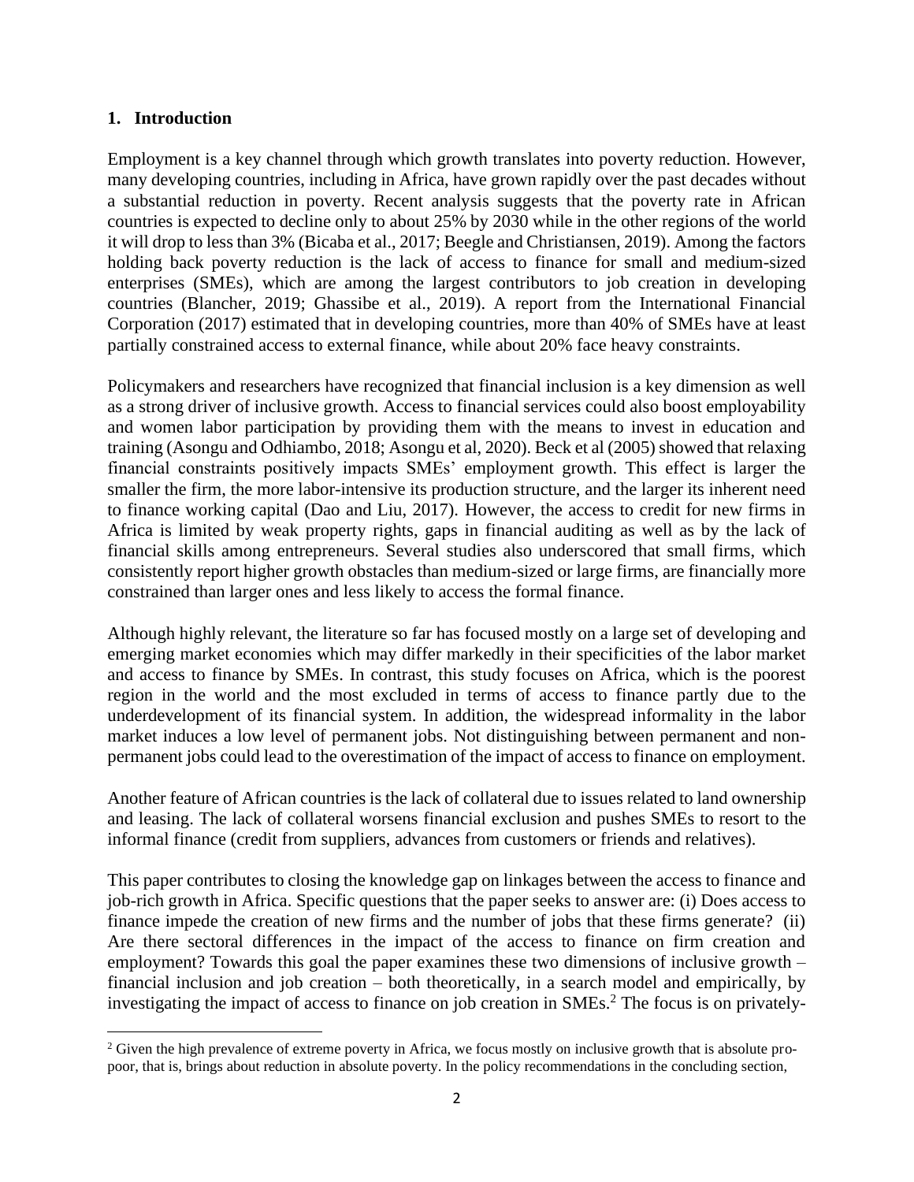## 1. Introduction

Employment is a key channel through which growth translates into poverty reduction. However, many developing countries, including in Africa, have grown rapidly over the past decades without a substantial reduction in poverty. Recent analysis suggests that the poverty rate in African countries is expected to decline only to about 25% by 2030 while in the other regions of the world it will drop to less than 3% (Bicaba et al., 2017; Beegle and Christiansen, 2019). Among the factors holding back poverty reduction is the lack of access to finance for small and medium-sized enterprises (SMEs), which are among the largest contributors to job creation in developing countries (Blancher, 2019; Ghassibe et al., 2019). A report from the International Financial Corporation (2017) estimated that in developing countries, more than 40% of SMEs have at least partially constrained access to external finance, while about 20% face heavy constraints.

Policymakers and researchers have recognized that financial inclusion is a key dimension as well as a strong driver of inclusive growth. Access to financial services could also boost employability and women labor participation by providing them with the means to invest in education and training (Asongu and Odhiambo, 2018; Asongu et al, 2020). Beck et al (2005) showed that relaxing financial constraints positively impacts SMEs' employment growth. This effect is larger the smaller the firm, the more labor-intensive its production structure, and the larger its inherent need to finance working capital (Dao and Liu, 2017). However, the access to credit for new firms in Africa is limited by weak property rights, gaps in financial auditing as well as by the lack of financial skills among entrepreneurs. Several studies also underscored that small firms, which consistently report higher growth obstacles than medium-sized or large firms, are financially more constrained than larger ones and less likely to access the formal finance.

Although highly relevant, the literature so far has focused mostly on a large set of developing and emerging market economies which may differ markedly in their specificities of the labor market and access to finance by SMEs. In contrast, this study focuses on Africa, which is the poorest region in the world and the most excluded in terms of access to finance partly due to the underdevelopment of its financial system. In addition, the widespread informality in the labor market induces a low level of permanent jobs. Not distinguishing between permanent and non-permanent jobs could lead to the overestimation of the impact of access to finance on employment.

Another feature of African countries is the lack of collateral due to issues related to land ownership and leasing. The lack of collateral worsens financial exclusion and pushes SMEs to resort to the informal finance (credit from suppliers, advances from customers or friends and relatives).

This paper contributes to closing the knowledge gap on linkages between the access to finance and job-rich growth in Africa. Specific questions that the paper seeks to answer are: (i) Does access to finance impede the creation of new firms and the number of jobs that these firms generate? (ii) Are there sectoral differences in the impact of the access to finance on firm creation and employment? Towards this goal the paper examines these two dimensions of inclusive growth – financial inclusion and job creation – both theoretically, in a search model and empirically, by investigating the impact of access to finance on job creation in SMEs.[2] The focus is on privately-

[2] Given the high prevalence of extreme poverty in Africa, we focus mostly on inclusive growth that is absolute pro-poor, that is, brings about reduction in absolute poverty. In the policy recommendations in the concluding section,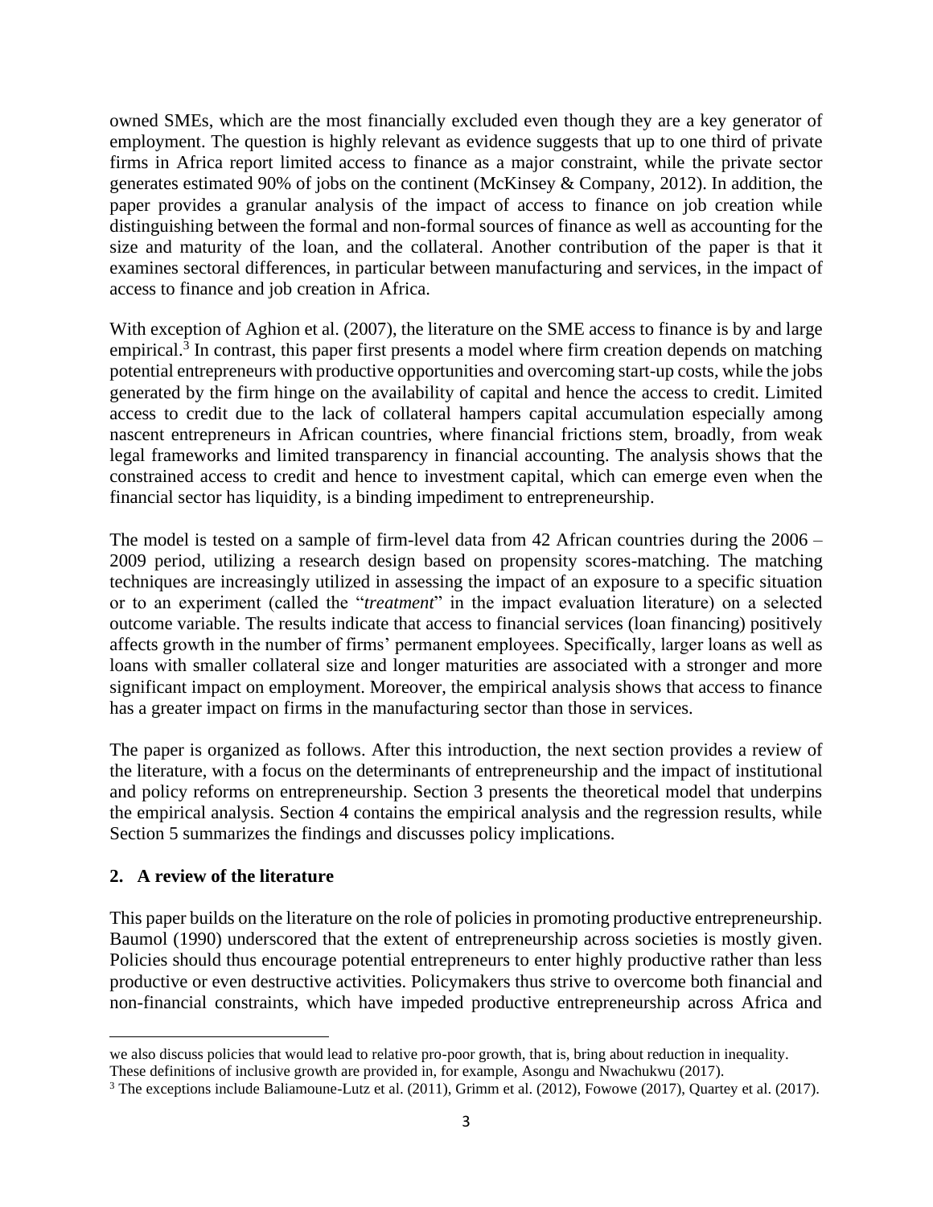owned SMEs, which are the most financially excluded even though they are a key generator of employment. The question is highly relevant as evidence suggests that up to one third of private firms in Africa report limited access to finance as a major constraint, while the private sector generates estimated 90% of jobs on the continent (McKinsey & Company, 2012). In addition, the paper provides a granular analysis of the impact of access to finance on job creation while distinguishing between the formal and non-formal sources of finance as well as accounting for the size and maturity of the loan, and the collateral. Another contribution of the paper is that it examines sectoral differences, in particular between manufacturing and services, in the impact of access to finance and job creation in Africa.

With exception of Aghion et al. (2007), the literature on the SME access to finance is by and large empirical.[3] In contrast, this paper first presents a model where firm creation depends on matching potential entrepreneurs with productive opportunities and overcoming start-up costs, while the jobs generated by the firm hinge on the availability of capital and hence the access to credit. Limited access to credit due to the lack of collateral hampers capital accumulation especially among nascent entrepreneurs in African countries, where financial frictions stem, broadly, from weak legal frameworks and limited transparency in financial accounting. The analysis shows that the constrained access to credit and hence to investment capital, which can emerge even when the financial sector has liquidity, is a binding impediment to entrepreneurship.

The model is tested on a sample of firm-level data from 42 African countries during the 2006 – 2009 period, utilizing a research design based on propensity scores-matching. The matching techniques are increasingly utilized in assessing the impact of an exposure to a specific situation or to an experiment (called the "*treatment*" in the impact evaluation literature) on a selected outcome variable. The results indicate that access to financial services (loan financing) positively affects growth in the number of firms' permanent employees. Specifically, larger loans as well as loans with smaller collateral size and longer maturities are associated with a stronger and more significant impact on employment. Moreover, the empirical analysis shows that access to finance has a greater impact on firms in the manufacturing sector than those in services.

The paper is organized as follows. After this introduction, the next section provides a review of the literature, with a focus on the determinants of entrepreneurship and the impact of institutional and policy reforms on entrepreneurship. Section 3 presents the theoretical model that underpins the empirical analysis. Section 4 contains the empirical analysis and the regression results, while Section 5 summarizes the findings and discusses policy implications.

## 2. A review of the literature

This paper builds on the literature on the role of policies in promoting productive entrepreneurship. Baumol (1990) underscored that the extent of entrepreneurship across societies is mostly given. Policies should thus encourage potential entrepreneurs to enter highly productive rather than less productive or even destructive activities. Policymakers thus strive to overcome both financial and non-financial constraints, which have impeded productive entrepreneurship across Africa and

---

we also discuss policies that would lead to relative pro-poor growth, that is, bring about reduction in inequality. These definitions of inclusive growth are provided in, for example, Asongu and Nwachukwu (2017).

[3] The exceptions include Baliamoune-Lutz et al. (2011), Grimm et al. (2012), Fowowe (2017), Quartey et al. (2017).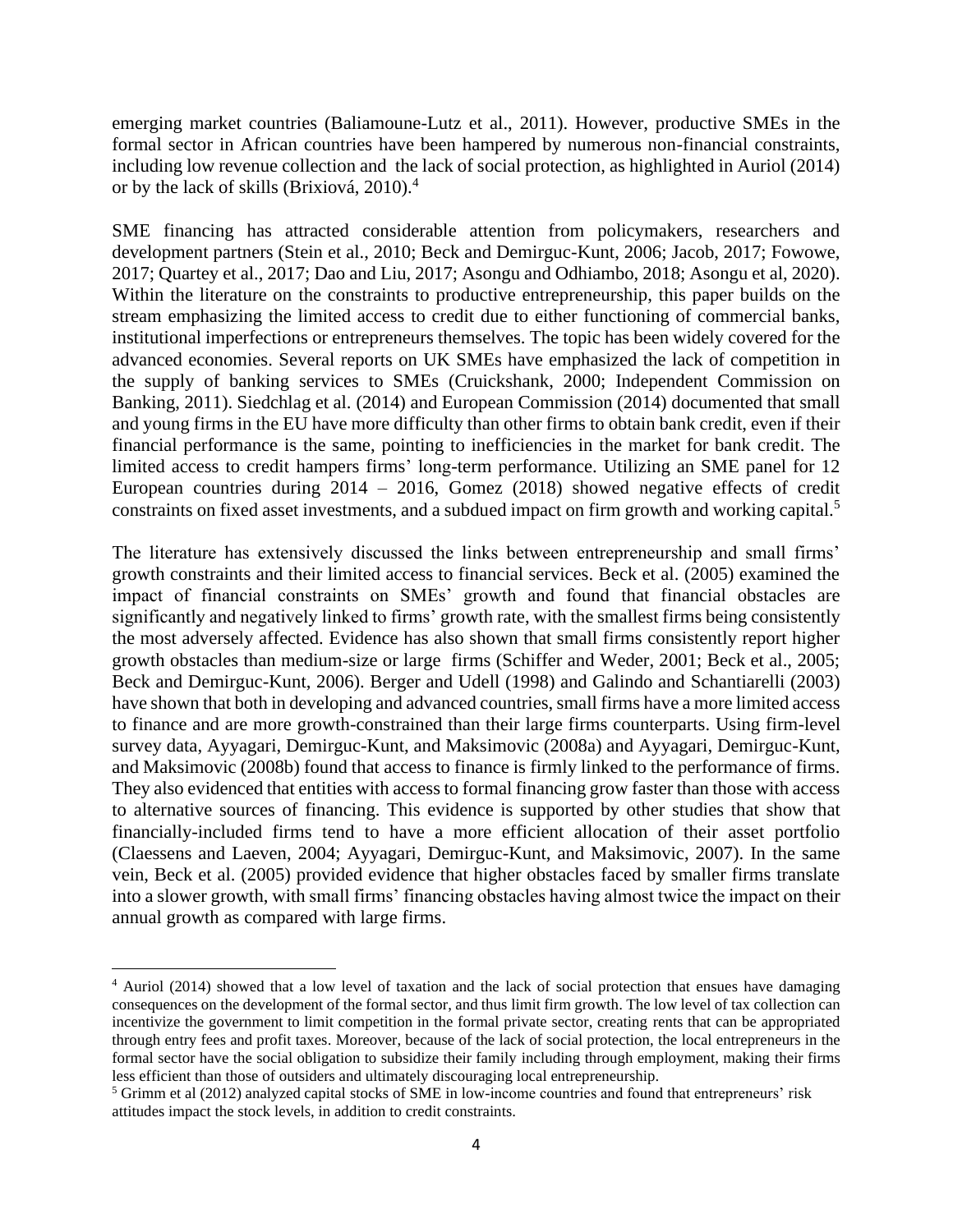emerging market countries (Baliamoune-Lutz et al., 2011). However, productive SMEs in the formal sector in African countries have been hampered by numerous non-financial constraints, including low revenue collection and the lack of social protection, as highlighted in Auriol (2014) or by the lack of skills (Brixiová, 2010).[4]

SME financing has attracted considerable attention from policymakers, researchers and development partners (Stein et al., 2010; Beck and Demirguc-Kunt, 2006; Jacob, 2017; Fowowe, 2017; Quartey et al., 2017; Dao and Liu, 2017; Asongu and Odhiambo, 2018; Asongu et al, 2020). Within the literature on the constraints to productive entrepreneurship, this paper builds on the stream emphasizing the limited access to credit due to either functioning of commercial banks, institutional imperfections or entrepreneurs themselves. The topic has been widely covered for the advanced economies. Several reports on UK SMEs have emphasized the lack of competition in the supply of banking services to SMEs (Cruickshank, 2000; Independent Commission on Banking, 2011). Siedchlag et al. (2014) and European Commission (2014) documented that small and young firms in the EU have more difficulty than other firms to obtain bank credit, even if their financial performance is the same, pointing to inefficiencies in the market for bank credit. The limited access to credit hampers firms' long-term performance. Utilizing an SME panel for 12 European countries during 2014 – 2016, Gomez (2018) showed negative effects of credit constraints on fixed asset investments, and a subdued impact on firm growth and working capital.[5]

The literature has extensively discussed the links between entrepreneurship and small firms' growth constraints and their limited access to financial services. Beck et al. (2005) examined the impact of financial constraints on SMEs' growth and found that financial obstacles are significantly and negatively linked to firms' growth rate, with the smallest firms being consistently the most adversely affected. Evidence has also shown that small firms consistently report higher growth obstacles than medium-size or large firms (Schiffer and Weder, 2001; Beck et al., 2005; Beck and Demirguc-Kunt, 2006). Berger and Udell (1998) and Galindo and Schantiarelli (2003) have shown that both in developing and advanced countries, small firms have a more limited access to finance and are more growth-constrained than their large firms counterparts. Using firm-level survey data, Ayyagari, Demirguc-Kunt, and Maksimovic (2008a) and Ayyagari, Demirguc-Kunt, and Maksimovic (2008b) found that access to finance is firmly linked to the performance of firms. They also evidenced that entities with access to formal financing grow faster than those with access to alternative sources of financing. This evidence is supported by other studies that show that financially-included firms tend to have a more efficient allocation of their asset portfolio (Claessens and Laeven, 2004; Ayyagari, Demirguc-Kunt, and Maksimovic, 2007). In the same vein, Beck et al. (2005) provided evidence that higher obstacles faced by smaller firms translate into a slower growth, with small firms' financing obstacles having almost twice the impact on their annual growth as compared with large firms.

[4] Auriol (2014) showed that a low level of taxation and the lack of social protection that ensues have damaging consequences on the development of the formal sector, and thus limit firm growth. The low level of tax collection can incentivize the government to limit competition in the formal private sector, creating rents that can be appropriated through entry fees and profit taxes. Moreover, because of the lack of social protection, the local entrepreneurs in the formal sector have the social obligation to subsidize their family including through employment, making their firms less efficient than those of outsiders and ultimately discouraging local entrepreneurship.

[5] Grimm et al (2012) analyzed capital stocks of SME in low-income countries and found that entrepreneurs' risk attitudes impact the stock levels, in addition to credit constraints.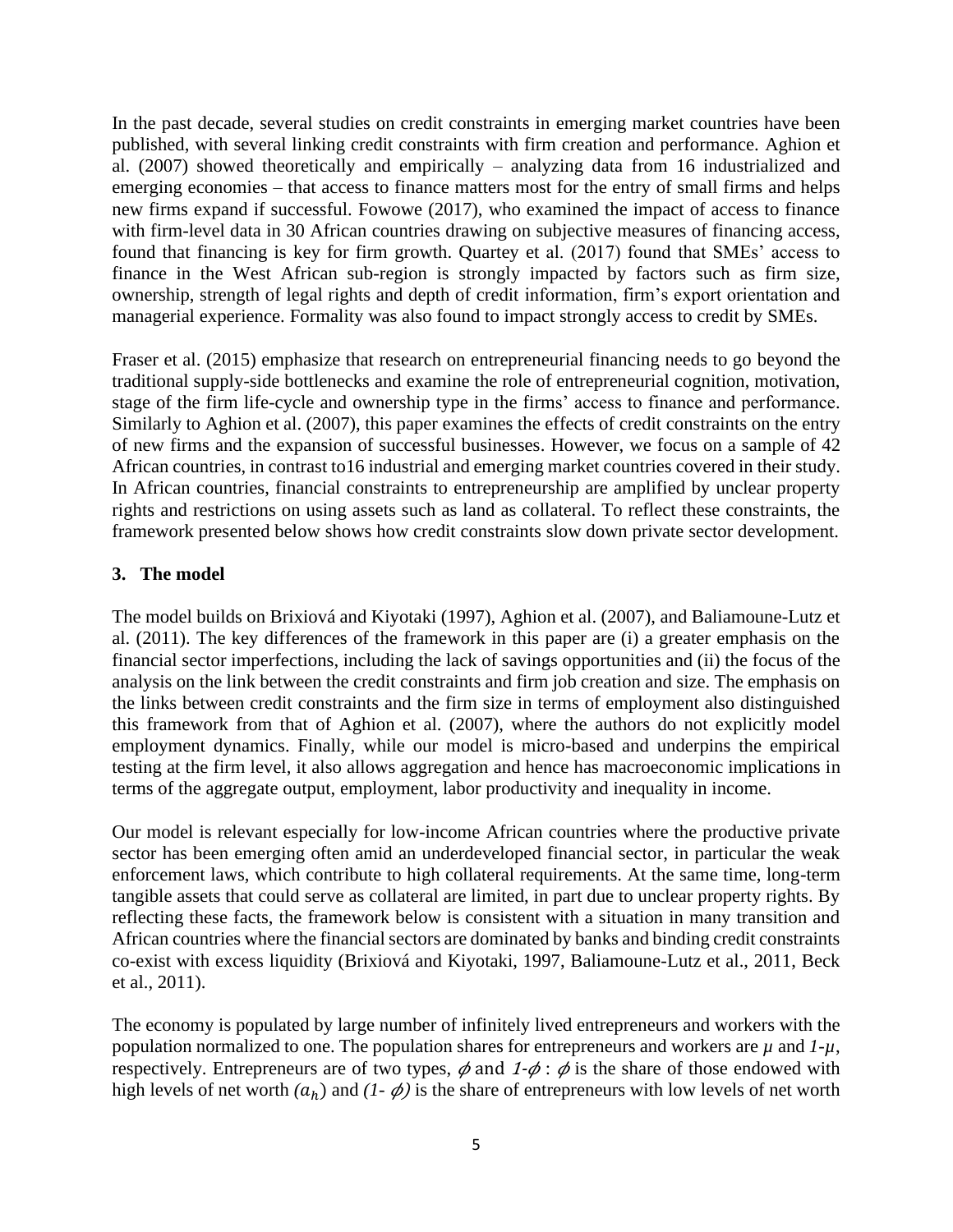In the past decade, several studies on credit constraints in emerging market countries have been published, with several linking credit constraints with firm creation and performance. Aghion et al. (2007) showed theoretically and empirically – analyzing data from 16 industrialized and emerging economies – that access to finance matters most for the entry of small firms and helps new firms expand if successful. Fowowe (2017), who examined the impact of access to finance with firm-level data in 30 African countries drawing on subjective measures of financing access, found that financing is key for firm growth. Quartey et al. (2017) found that SMEs' access to finance in the West African sub-region is strongly impacted by factors such as firm size, ownership, strength of legal rights and depth of credit information, firm's export orientation and managerial experience. Formality was also found to impact strongly access to credit by SMEs.

Fraser et al. (2015) emphasize that research on entrepreneurial financing needs to go beyond the traditional supply-side bottlenecks and examine the role of entrepreneurial cognition, motivation, stage of the firm life-cycle and ownership type in the firms' access to finance and performance. Similarly to Aghion et al. (2007), this paper examines the effects of credit constraints on the entry of new firms and the expansion of successful businesses. However, we focus on a sample of 42 African countries, in contrast to16 industrial and emerging market countries covered in their study. In African countries, financial constraints to entrepreneurship are amplified by unclear property rights and restrictions on using assets such as land as collateral. To reflect these constraints, the framework presented below shows how credit constraints slow down private sector development.

## 3. The model

The model builds on Brixiová and Kiyotaki (1997), Aghion et al. (2007), and Baliamoune-Lutz et al. (2011). The key differences of the framework in this paper are (i) a greater emphasis on the financial sector imperfections, including the lack of savings opportunities and (ii) the focus of the analysis on the link between the credit constraints and firm job creation and size. The emphasis on the links between credit constraints and the firm size in terms of employment also distinguished this framework from that of Aghion et al. (2007), where the authors do not explicitly model employment dynamics. Finally, while our model is micro-based and underpins the empirical testing at the firm level, it also allows aggregation and hence has macroeconomic implications in terms of the aggregate output, employment, labor productivity and inequality in income.

Our model is relevant especially for low-income African countries where the productive private sector has been emerging often amid an underdeveloped financial sector, in particular the weak enforcement laws, which contribute to high collateral requirements. At the same time, long-term tangible assets that could serve as collateral are limited, in part due to unclear property rights. By reflecting these facts, the framework below is consistent with a situation in many transition and African countries where the financial sectors are dominated by banks and binding credit constraints co-exist with excess liquidity (Brixiová and Kiyotaki, 1997, Baliamoune-Lutz et al., 2011, Beck et al., 2011).

The economy is populated by large number of infinitely lived entrepreneurs and workers with the population normalized to one. The population shares for entrepreneurs and workers are $\mu$ and $1$-$\mu$, respectively. Entrepreneurs are of two types, $\phi$ and $1$-$\phi$ : $\phi$ is the share of those endowed with high levels of net worth $(a_h)$ and $(1$- $\phi)$ is the share of entrepreneurs with low levels of net worth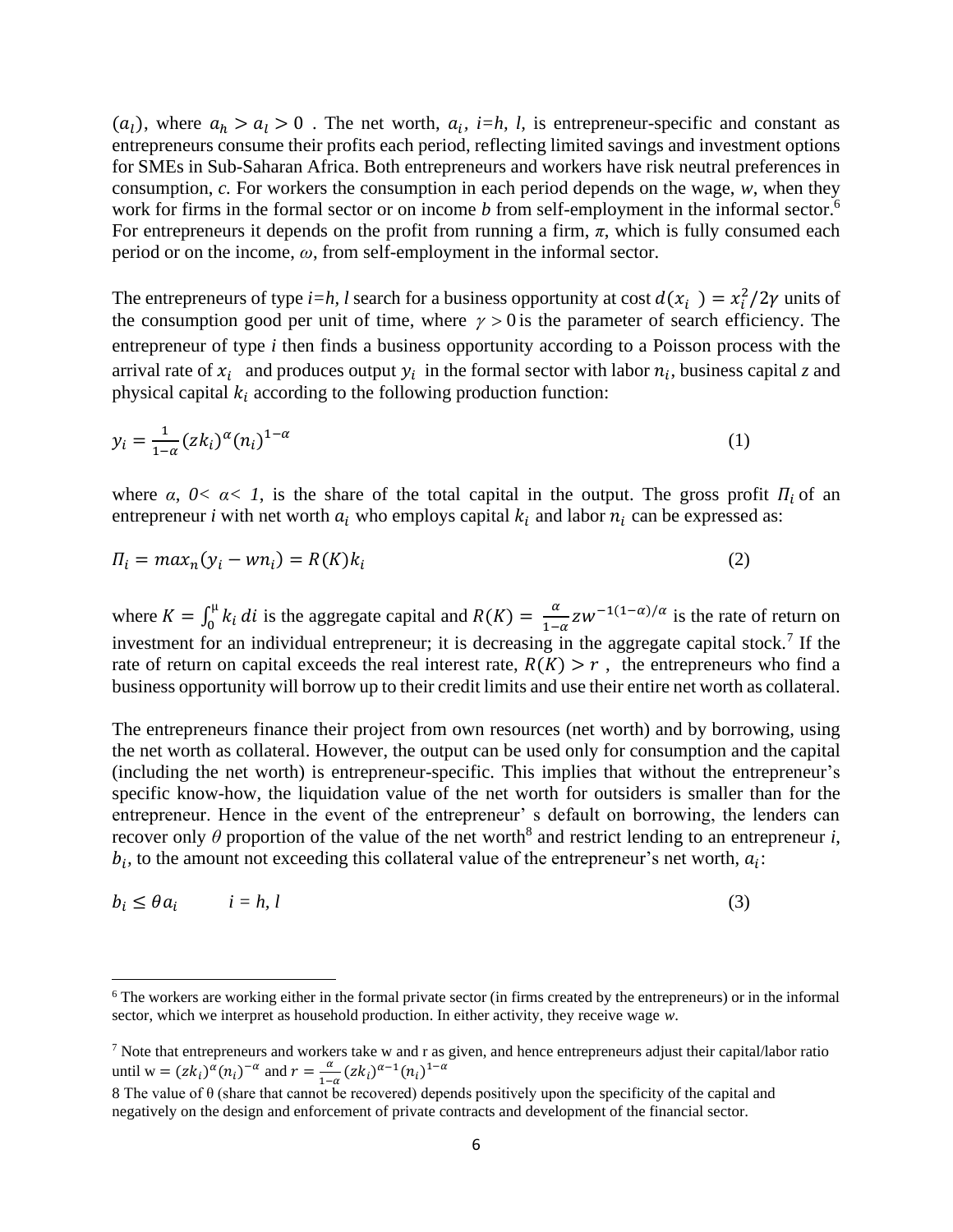($a_l$), where $a_h > a_l > 0$ . The net worth, $a_i$, $i$=$h$, $l$, is entrepreneur-specific and constant as entrepreneurs consume their profits each period, reflecting limited savings and investment options for SMEs in Sub-Saharan Africa. Both entrepreneurs and workers have risk neutral preferences in consumption, $c$. For workers the consumption in each period depends on the wage, $w$, when they work for firms in the formal sector or on income $b$ from self-employment in the informal sector.[6] For entrepreneurs it depends on the profit from running a firm, $\pi$, which is fully consumed each period or on the income, $\omega$, from self-employment in the informal sector.

The entrepreneurs of type $i$=$h$, $l$ search for a business opportunity at cost $d(x_i) = x_i^2/2\gamma$ units of the consumption good per unit of time, where $\gamma > 0$ is the parameter of search efficiency. The entrepreneur of type $i$ then finds a business opportunity according to a Poisson process with the arrival rate of $x_i$ and produces output $y_i$ in the formal sector with labor $n_i$, business capital $z$ and physical capital $k_i$ according to the following production function:

$$y_i = \frac{1}{1-\alpha}(zk_i)^{\alpha}(n_i)^{1-\alpha} \tag{1}$$

where $\alpha$, $0< \alpha< 1$, is the share of the total capital in the output. The gross profit $\Pi_i$ of an entrepreneur $i$ with net worth $a_i$ who employs capital $k_i$ and labor $n_i$ can be expressed as:

$$\Pi_i = max_n(y_i - wn_i) = R(K)k_i \tag{2}$$

where $K = \int_0^{\mu} k_i \, di$ is the aggregate capital and $R(K) = \frac{\alpha}{1-\alpha} z w^{-1(1-\alpha)/\alpha}$ is the rate of return on investment for an individual entrepreneur; it is decreasing in the aggregate capital stock.[7] If the rate of return on capital exceeds the real interest rate, $R(K) > r$ , the entrepreneurs who find a business opportunity will borrow up to their credit limits and use their entire net worth as collateral.

The entrepreneurs finance their project from own resources (net worth) and by borrowing, using the net worth as collateral. However, the output can be used only for consumption and the capital (including the net worth) is entrepreneur-specific. This implies that without the entrepreneur's specific know-how, the liquidation value of the net worth for outsiders is smaller than for the entrepreneur. Hence in the event of the entrepreneur' s default on borrowing, the lenders can recover only $\theta$ proportion of the value of the net worth[8] and restrict lending to an entrepreneur $i$, $b_i$, to the amount not exceeding this collateral value of the entrepreneur's net worth, $a_i$:

$$b_i \leq \theta a_i \qquad i = h, l \tag{3}$$

[6] The workers are working either in the formal private sector (in firms created by the entrepreneurs) or in the informal sector, which we interpret as household production. In either activity, they receive wage $w$.

[7] Note that entrepreneurs and workers take w and r as given, and hence entrepreneurs adjust their capital/labor ratio until $w = (zk_i)^{\alpha}(n_i)^{-\alpha}$ and $r = \frac{\alpha}{1-\alpha}(zk_i)^{\alpha-1}(n_i)^{1-\alpha}$

[8] The value of θ (share that cannot be recovered) depends positively upon the specificity of the capital and negatively on the design and enforcement of private contracts and development of the financial sector.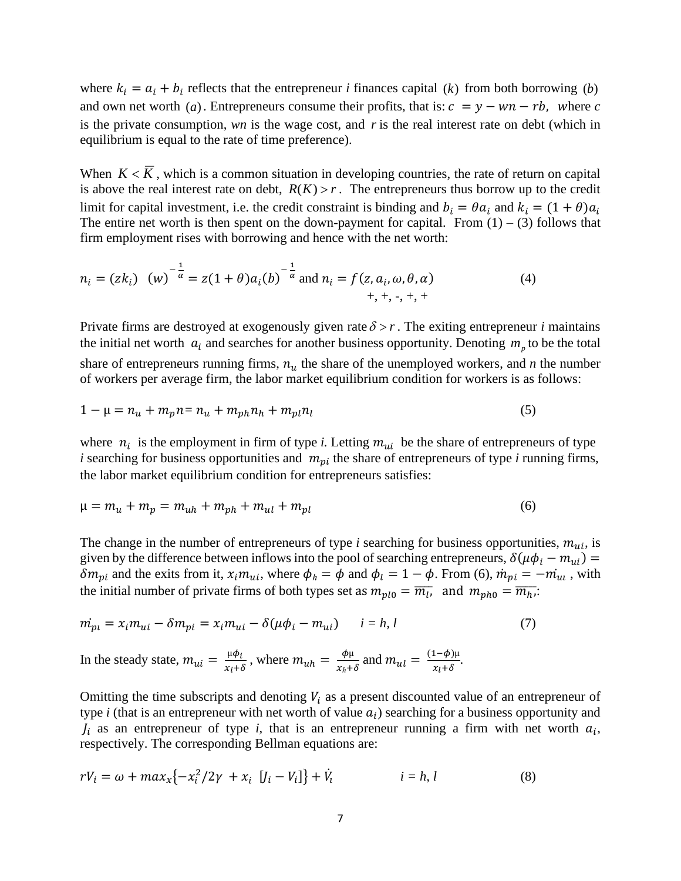where $k_i = a_i + b_i$ reflects that the entrepreneur *i* finances capital $(k)$ from both borrowing $(b)$ and own net worth $(a)$. Entrepreneurs consume their profits, that is: $c = y - wn - rb$, where *c* is the private consumption, *wn* is the wage cost, and *r* is the real interest rate on debt (which in equilibrium is equal to the rate of time preference).

When $K < \overline{K}$, which is a common situation in developing countries, the rate of return on capital is above the real interest rate on debt, $R(K) > r$. The entrepreneurs thus borrow up to the credit limit for capital investment, i.e. the credit constraint is binding and $b_i = \theta a_i$ and $k_i = (1+\theta)a_i$ The entire net worth is then spent on the down-payment for capital. From (1) – (3) follows that firm employment rises with borrowing and hence with the net worth:

$$n_i = (zk_i) \quad (w)^{-\frac{1}{\alpha}} = z(1+\theta)a_i(b)^{-\frac{1}{\alpha}} \text{ and } n_i = \underset{+,\,+,\,-,\,+,\,+}{f(z, a_i, \omega, \theta, \alpha)} \tag{4}$$

Private firms are destroyed at exogenously given rate $\delta > r$. The exiting entrepreneur *i* maintains the initial net worth $a_i$ and searches for another business opportunity. Denoting $m_p$ to be the total share of entrepreneurs running firms, $n_u$ the share of the unemployed workers, and *n* the number of workers per average firm, the labor market equilibrium condition for workers is as follows:

$$1 - \mu = n_u + m_p n = n_u + m_{ph} n_h + m_{pl} n_l \tag{5}$$

where $n_i$ is the employment in firm of type *i*. Letting $m_{ui}$ be the share of entrepreneurs of type *i* searching for business opportunities and $m_{pi}$ the share of entrepreneurs of type *i* running firms, the labor market equilibrium condition for entrepreneurs satisfies:

$$\mu = m_u + m_p = m_{uh} + m_{ph} + m_{ul} + m_{pl} \tag{6}$$

The change in the number of entrepreneurs of type *i* searching for business opportunities, $m_{ui}$, is given by the difference between inflows into the pool of searching entrepreneurs, $\delta(\mu\phi_i - m_{ui}) = \delta m_{pi}$ and the exits from it, $x_i m_{ui}$, where $\phi_h = \phi$ and $\phi_l = 1 - \phi$. From (6), $\dot{m}_{pi} = -\dot{m}_{ui}$, with the initial number of private firms of both types set as $m_{pl0} = \overline{m_l}$, and $m_{ph0} = \overline{m_h}$:

$$\dot{m}_{pi} = x_i m_{ui} - \delta m_{pi} = x_i m_{ui} - \delta(\mu\phi_i - m_{ui}) \qquad i = h, l \tag{7}$$

In the steady state, $m_{ui} = \frac{\mu\phi_i}{x_i + \delta}$, where $m_{uh} = \frac{\phi\mu}{x_h + \delta}$ and $m_{ul} = \frac{(1-\phi)\mu}{x_l + \delta}$.

Omitting the time subscripts and denoting $V_i$ as a present discounted value of an entrepreneur of type *i* (that is an entrepreneur with net worth of value $a_i$) searching for a business opportunity and $J_i$ as an entrepreneur of type *i*, that is an entrepreneur running a firm with net worth $a_i$, respectively. The corresponding Bellman equations are:

$$rV_i = \omega + max_x\{-x_i^2/2\gamma + x_i \; [J_i - V_i]\} + \dot{V}_i \qquad i = h, l \tag{8}$$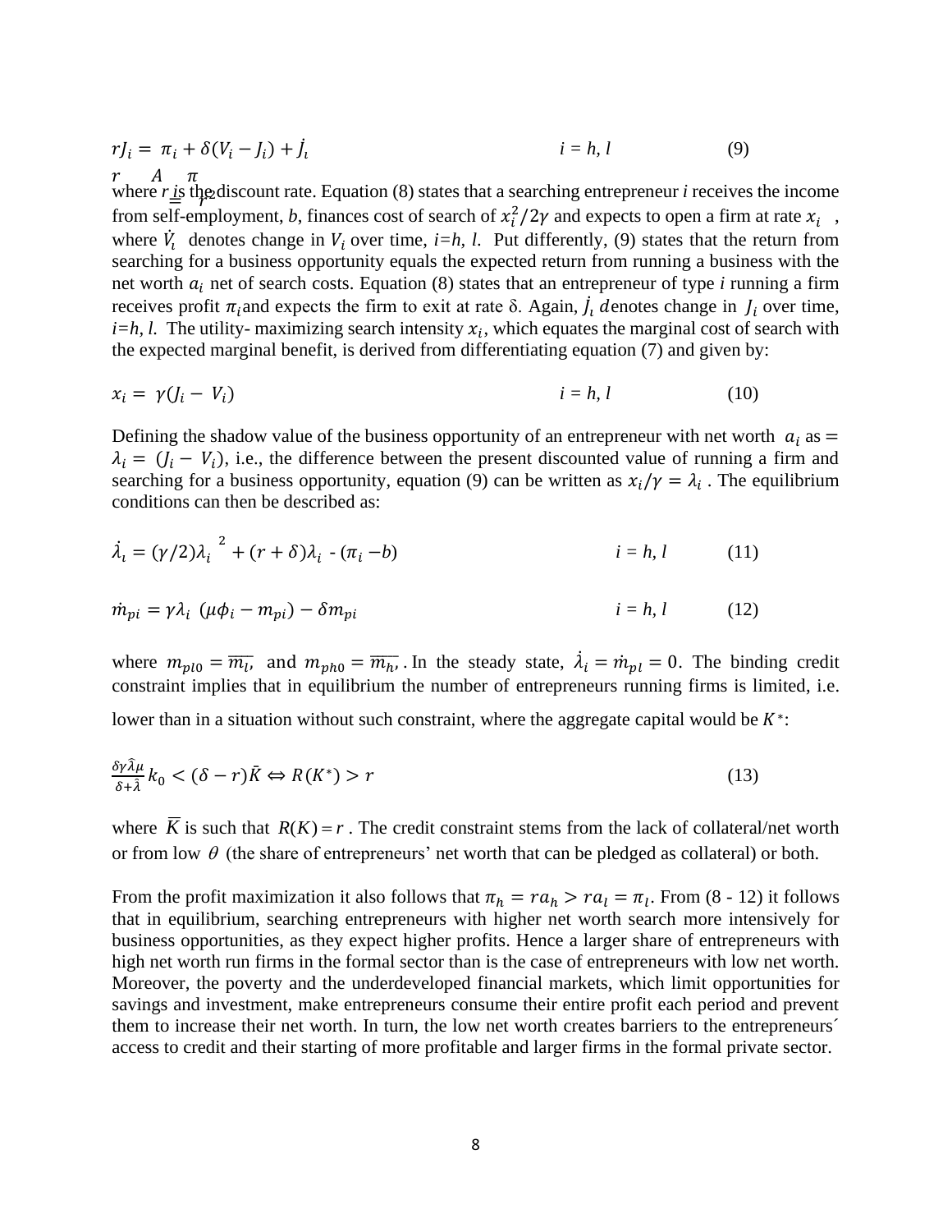$$rJ_i = \pi_i + \delta(V_i - J_i) + \dot{J}_i \qquad i = h, l \qquad (9)$$

where $r$ is the discount rate. Equation (8) states that a searching entrepreneur *i* receives the income from self-employment, *b*, finances cost of search of $x_i^2/2\gamma$ and expects to open a firm at rate $x_i$ , where $\dot{V}_i$ denotes change in $V_i$ over time, *i=h, l.* Put differently, (9) states that the return from searching for a business opportunity equals the expected return from running a business with the net worth $a_i$ net of search costs. Equation (8) states that an entrepreneur of type *i* running a firm receives profit $\pi_i$ and expects the firm to exit at rate δ. Again, $\dot{J}_i$ denotes change in $J_i$ over time, *i=h, l.* The utility- maximizing search intensity $x_i$, which equates the marginal cost of search with the expected marginal benefit, is derived from differentiating equation (7) and given by:

$$x_i = \gamma(J_i - V_i) \qquad i = h, l \qquad (10)$$

Defining the shadow value of the business opportunity of an entrepreneur with net worth $a_i$ as $= \lambda_i = (J_i - V_i)$, i.e., the difference between the present discounted value of running a firm and searching for a business opportunity, equation (9) can be written as $x_i/\gamma = \lambda_i$ . The equilibrium conditions can then be described as:

$$\dot{\lambda}_i = (\gamma/2)\lambda_i^{\ 2} + (r + \delta)\lambda_i - (\pi_i - b) \qquad i = h, l \qquad (11)$$

$$\dot{m}_{pi} = \gamma\lambda_i \ (\mu\phi_i - m_{pi}) - \delta m_{pi} \qquad i = h, l \qquad (12)$$

where $m_{pl0} = \overline{m_l}$, and $m_{ph0} = \overline{m_h}$. In the steady state, $\dot{\lambda}_i = \dot{m}_{pl} = 0$. The binding credit constraint implies that in equilibrium the number of entrepreneurs running firms is limited, i.e. lower than in a situation without such constraint, where the aggregate capital would be $K^*$:

$$\frac{\delta\gamma\hat{\lambda}\mu}{\delta+\hat{\lambda}} k_0 < (\delta - r)\bar{K} \Leftrightarrow R(K^*) > r \qquad (13)$$

where $\overline{K}$ is such that $R(K) = r$ . The credit constraint stems from the lack of collateral/net worth or from low $\theta$ (the share of entrepreneurs' net worth that can be pledged as collateral) or both.

From the profit maximization it also follows that $\pi_h = ra_h > ra_l = \pi_l$. From (8 - 12) it follows that in equilibrium, searching entrepreneurs with higher net worth search more intensively for business opportunities, as they expect higher profits. Hence a larger share of entrepreneurs with high net worth run firms in the formal sector than is the case of entrepreneurs with low net worth. Moreover, the poverty and the underdeveloped financial markets, which limit opportunities for savings and investment, make entrepreneurs consume their entire profit each period and prevent them to increase their net worth. In turn, the low net worth creates barriers to the entrepreneurs´ access to credit and their starting of more profitable and larger firms in the formal private sector.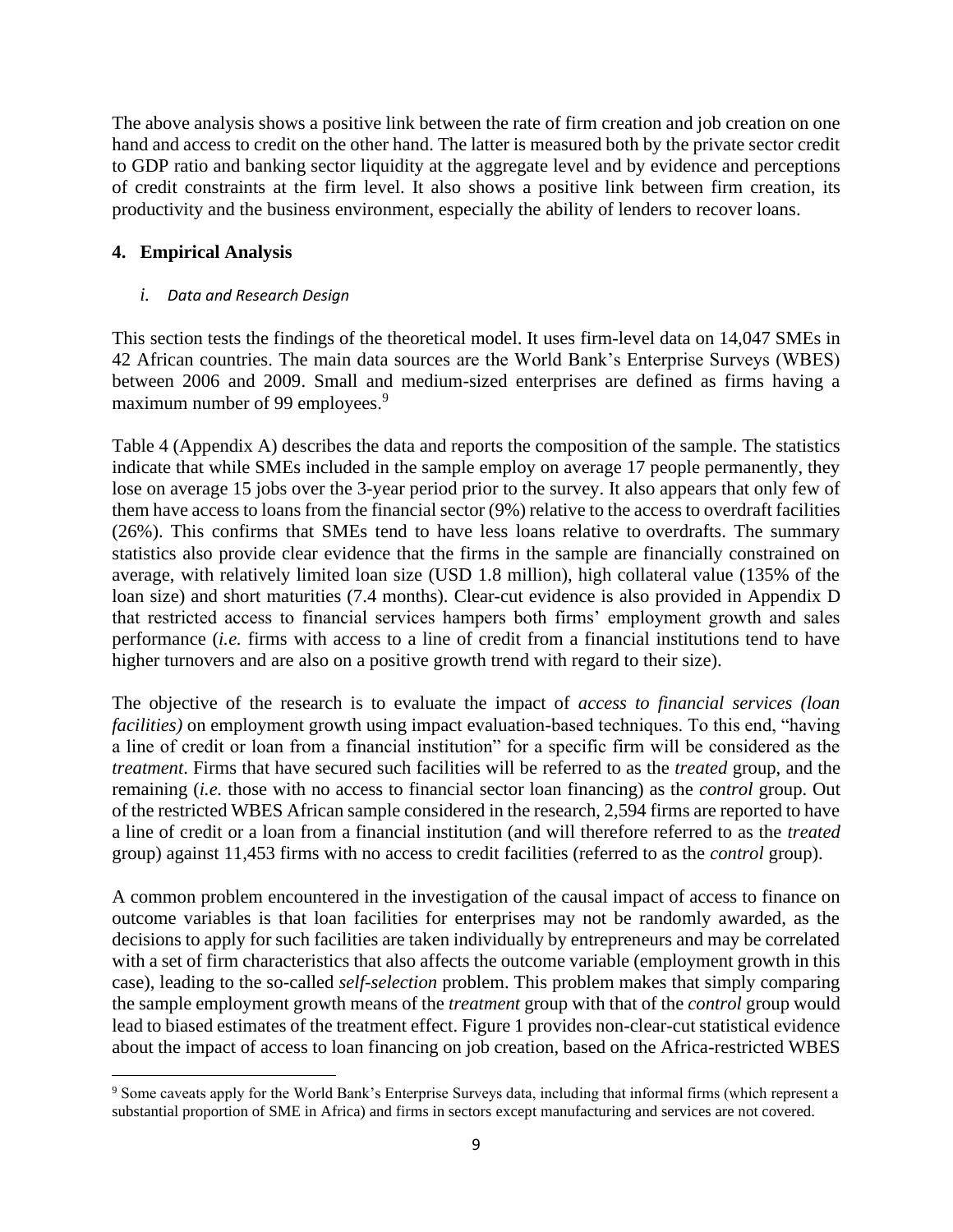The above analysis shows a positive link between the rate of firm creation and job creation on one hand and access to credit on the other hand. The latter is measured both by the private sector credit to GDP ratio and banking sector liquidity at the aggregate level and by evidence and perceptions of credit constraints at the firm level. It also shows a positive link between firm creation, its productivity and the business environment, especially the ability of lenders to recover loans.

## 4. Empirical Analysis

### *i. Data and Research Design*

This section tests the findings of the theoretical model. It uses firm-level data on 14,047 SMEs in 42 African countries. The main data sources are the World Bank's Enterprise Surveys (WBES) between 2006 and 2009. Small and medium-sized enterprises are defined as firms having a maximum number of 99 employees.[9]

Table 4 (Appendix A) describes the data and reports the composition of the sample. The statistics indicate that while SMEs included in the sample employ on average 17 people permanently, they lose on average 15 jobs over the 3-year period prior to the survey. It also appears that only few of them have access to loans from the financial sector (9%) relative to the access to overdraft facilities (26%). This confirms that SMEs tend to have less loans relative to overdrafts. The summary statistics also provide clear evidence that the firms in the sample are financially constrained on average, with relatively limited loan size (USD 1.8 million), high collateral value (135% of the loan size) and short maturities (7.4 months). Clear-cut evidence is also provided in Appendix D that restricted access to financial services hampers both firms' employment growth and sales performance (*i.e.* firms with access to a line of credit from a financial institutions tend to have higher turnovers and are also on a positive growth trend with regard to their size).

The objective of the research is to evaluate the impact of *access to financial services (loan facilities)* on employment growth using impact evaluation-based techniques. To this end, "having a line of credit or loan from a financial institution" for a specific firm will be considered as the *treatment*. Firms that have secured such facilities will be referred to as the *treated* group, and the remaining (*i.e.* those with no access to financial sector loan financing) as the *control* group. Out of the restricted WBES African sample considered in the research, 2,594 firms are reported to have a line of credit or a loan from a financial institution (and will therefore referred to as the *treated* group) against 11,453 firms with no access to credit facilities (referred to as the *control* group).

A common problem encountered in the investigation of the causal impact of access to finance on outcome variables is that loan facilities for enterprises may not be randomly awarded, as the decisions to apply for such facilities are taken individually by entrepreneurs and may be correlated with a set of firm characteristics that also affects the outcome variable (employment growth in this case), leading to the so-called *self-selection* problem. This problem makes that simply comparing the sample employment growth means of the *treatment* group with that of the *control* group would lead to biased estimates of the treatment effect. Figure 1 provides non-clear-cut statistical evidence about the impact of access to loan financing on job creation, based on the Africa-restricted WBES

[9] Some caveats apply for the World Bank's Enterprise Surveys data, including that informal firms (which represent a substantial proportion of SME in Africa) and firms in sectors except manufacturing and services are not covered.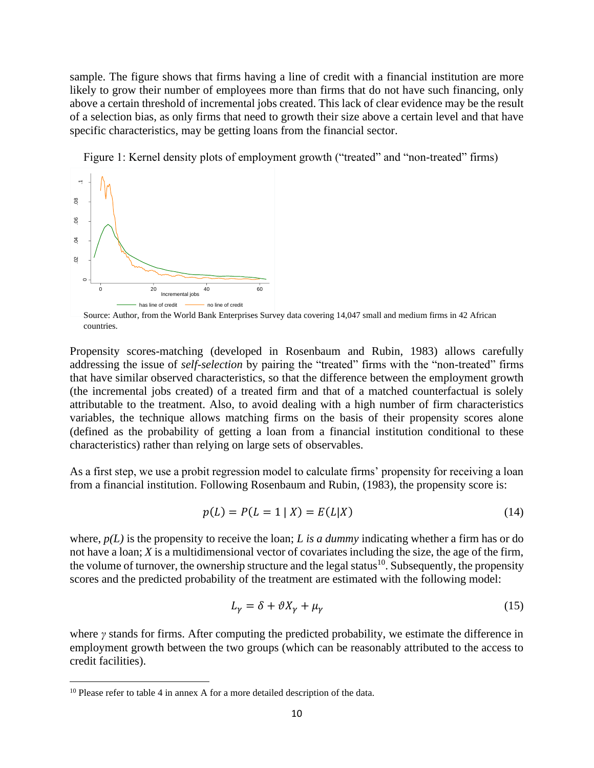sample. The figure shows that firms having a line of credit with a financial institution are more likely to grow their number of employees more than firms that do not have such financing, only above a certain threshold of incremental jobs created. This lack of clear evidence may be the result of a selection bias, as only firms that need to growth their size above a certain level and that have specific characteristics, may be getting loans from the financial sector.

Figure 1: Kernel density plots of employment growth ("treated" and "non-treated" firms)

Source: Author, from the World Bank Enterprises Survey data covering 14,047 small and medium firms in 42 African countries.

Propensity scores-matching (developed in Rosenbaum and Rubin, 1983) allows carefully addressing the issue of *self-selection* by pairing the "treated" firms with the "non-treated" firms that have similar observed characteristics, so that the difference between the employment growth (the incremental jobs created) of a treated firm and that of a matched counterfactual is solely attributable to the treatment. Also, to avoid dealing with a high number of firm characteristics variables, the technique allows matching firms on the basis of their propensity scores alone (defined as the probability of getting a loan from a financial institution conditional to these characteristics) rather than relying on large sets of observables.

As a first step, we use a probit regression model to calculate firms' propensity for receiving a loan from a financial institution. Following Rosenbaum and Rubin, (1983), the propensity score is:

$$p(L) = P(L = 1 \mid X) = E(L|X) \tag{14}$$

where, *p(L)* is the propensity to receive the loan; *L is a dummy* indicating whether a firm has or do not have a loan; *X* is a multidimensional vector of covariates including the size, the age of the firm, the volume of turnover, the ownership structure and the legal status[10]. Subsequently, the propensity scores and the predicted probability of the treatment are estimated with the following model:

$$L_\gamma = \delta + \vartheta X_\gamma + \mu_\gamma \tag{15}$$

where $\gamma$ stands for firms. After computing the predicted probability, we estimate the difference in employment growth between the two groups (which can be reasonably attributed to the access to credit facilities).

[10] Please refer to table 4 in annex A for a more detailed description of the data.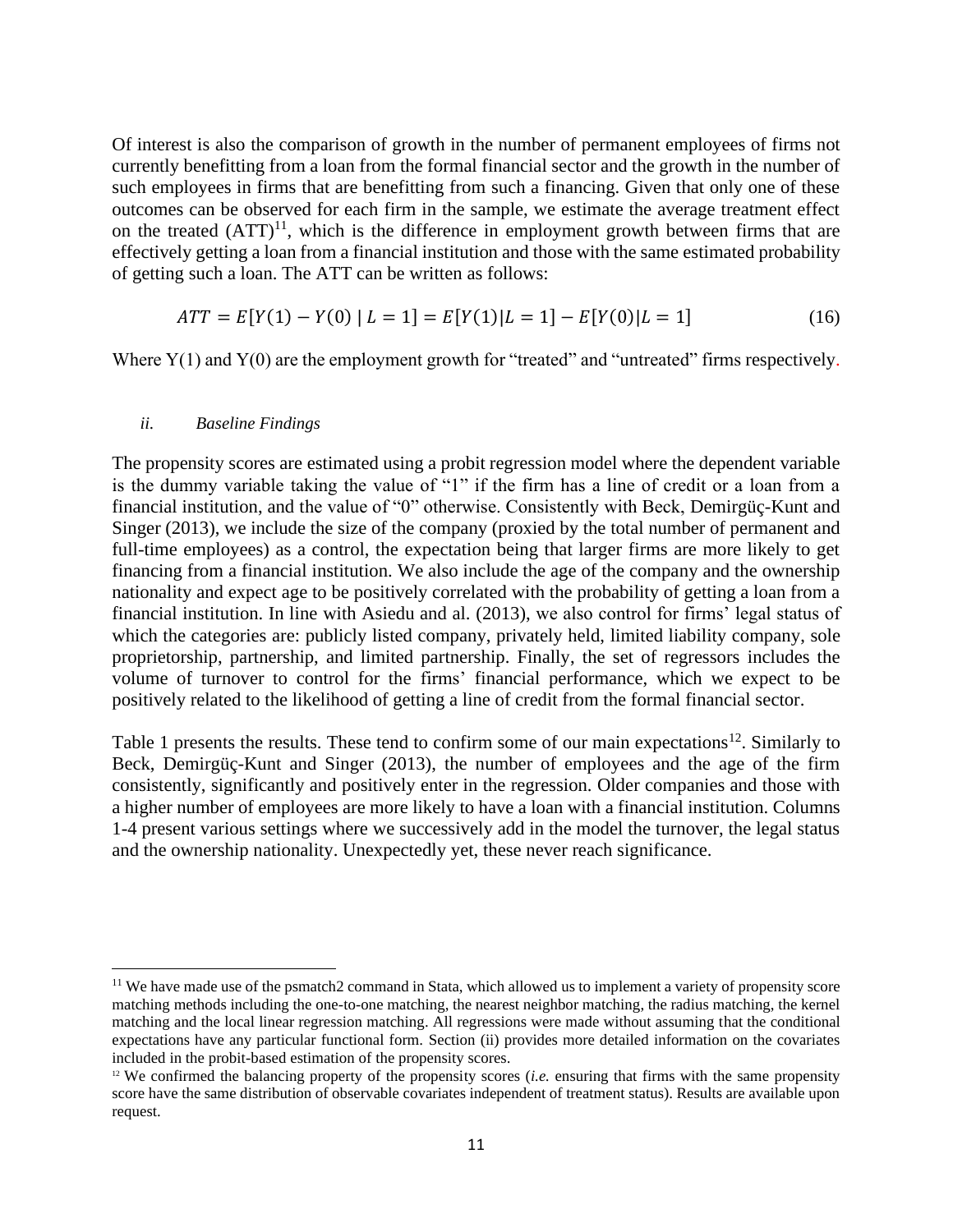Of interest is also the comparison of growth in the number of permanent employees of firms not currently benefitting from a loan from the formal financial sector and the growth in the number of such employees in firms that are benefitting from such a financing. Given that only one of these outcomes can be observed for each firm in the sample, we estimate the average treatment effect on the treated (ATT)[11], which is the difference in employment growth between firms that are effectively getting a loan from a financial institution and those with the same estimated probability of getting such a loan. The ATT can be written as follows:

$$ATT = E[Y(1) - Y(0) \mid L = 1] = E[Y(1)|L = 1] - E[Y(0)|L = 1] \tag{16}$$

Where Y(1) and Y(0) are the employment growth for "treated" and "untreated" firms respectively.

### *ii. Baseline Findings*

The propensity scores are estimated using a probit regression model where the dependent variable is the dummy variable taking the value of "1" if the firm has a line of credit or a loan from a financial institution, and the value of "0" otherwise. Consistently with Beck, Demirgüç-Kunt and Singer (2013), we include the size of the company (proxied by the total number of permanent and full-time employees) as a control, the expectation being that larger firms are more likely to get financing from a financial institution. We also include the age of the company and the ownership nationality and expect age to be positively correlated with the probability of getting a loan from a financial institution. In line with Asiedu and al. (2013), we also control for firms' legal status of which the categories are: publicly listed company, privately held, limited liability company, sole proprietorship, partnership, and limited partnership. Finally, the set of regressors includes the volume of turnover to control for the firms' financial performance, which we expect to be positively related to the likelihood of getting a line of credit from the formal financial sector.

Table 1 presents the results. These tend to confirm some of our main expectations[12]. Similarly to Beck, Demirgüç-Kunt and Singer (2013), the number of employees and the age of the firm consistently, significantly and positively enter in the regression. Older companies and those with a higher number of employees are more likely to have a loan with a financial institution. Columns 1-4 present various settings where we successively add in the model the turnover, the legal status and the ownership nationality. Unexpectedly yet, these never reach significance.

---

[11] We have made use of the psmatch2 command in Stata, which allowed us to implement a variety of propensity score matching methods including the one-to-one matching, the nearest neighbor matching, the radius matching, the kernel matching and the local linear regression matching. All regressions were made without assuming that the conditional expectations have any particular functional form. Section (ii) provides more detailed information on the covariates included in the probit-based estimation of the propensity scores.

[12] We confirmed the balancing property of the propensity scores (*i.e.* ensuring that firms with the same propensity score have the same distribution of observable covariates independent of treatment status). Results are available upon request.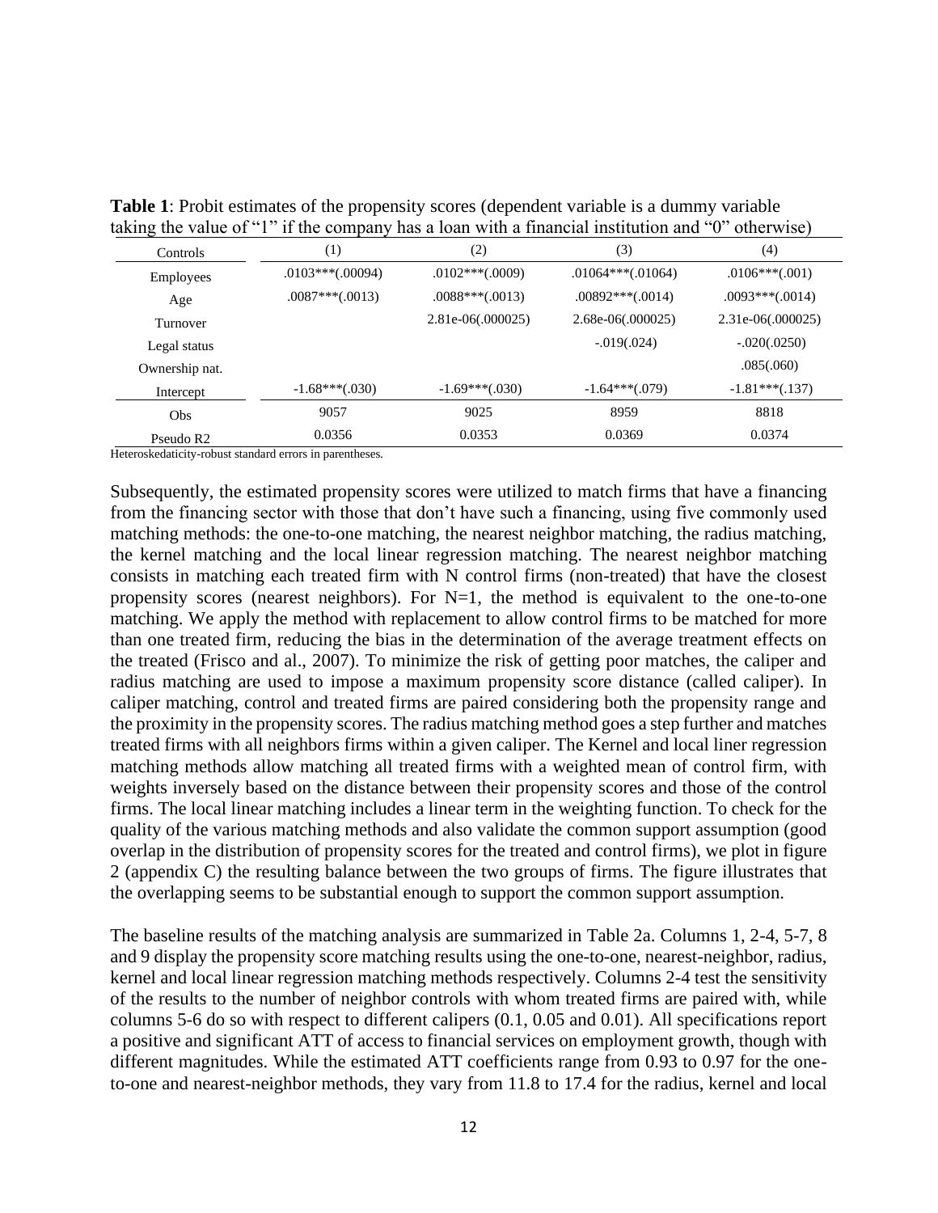**Table 1**: Probit estimates of the propensity scores (dependent variable is a dummy variable taking the value of "1" if the company has a loan with a financial institution and "0" otherwise)

| Controls | (1) | (2) | (3) | (4) |
|---|---|---|---|---|
| Employees | .0103***(.00094) | .0102***(.0009) | .01064***(.01064) | .0106***(.001) |
| Age | .0087***(.0013) | .0088***(.0013) | .00892***(.0014) | .0093***(.0014) |
| Turnover | | 2.81e-06(.000025) | 2.68e-06(.000025) | 2.31e-06(.000025) |
| Legal status | | | -.019(.024) | -.020(.0250) |
| Ownership nat. | | | | .085(.060) |
| Intercept | -1.68***(.030) | -1.69***(.030) | -1.64***(.079) | -1.81***(.137) |
| Obs | 9057 | 9025 | 8959 | 8818 |
| Pseudo R2 | 0.0356 | 0.0353 | 0.0369 | 0.0374 |

Heteroskedaticity-robust standard errors in parentheses.

Subsequently, the estimated propensity scores were utilized to match firms that have a financing from the financing sector with those that don't have such a financing, using five commonly used matching methods: the one-to-one matching, the nearest neighbor matching, the radius matching, the kernel matching and the local linear regression matching. The nearest neighbor matching consists in matching each treated firm with N control firms (non-treated) that have the closest propensity scores (nearest neighbors). For N=1, the method is equivalent to the one-to-one matching. We apply the method with replacement to allow control firms to be matched for more than one treated firm, reducing the bias in the determination of the average treatment effects on the treated (Frisco and al., 2007). To minimize the risk of getting poor matches, the caliper and radius matching are used to impose a maximum propensity score distance (called caliper). In caliper matching, control and treated firms are paired considering both the propensity range and the proximity in the propensity scores. The radius matching method goes a step further and matches treated firms with all neighbors firms within a given caliper. The Kernel and local liner regression matching methods allow matching all treated firms with a weighted mean of control firm, with weights inversely based on the distance between their propensity scores and those of the control firms. The local linear matching includes a linear term in the weighting function. To check for the quality of the various matching methods and also validate the common support assumption (good overlap in the distribution of propensity scores for the treated and control firms), we plot in figure 2 (appendix C) the resulting balance between the two groups of firms. The figure illustrates that the overlapping seems to be substantial enough to support the common support assumption.

The baseline results of the matching analysis are summarized in Table 2a. Columns 1, 2-4, 5-7, 8 and 9 display the propensity score matching results using the one-to-one, nearest-neighbor, radius, kernel and local linear regression matching methods respectively. Columns 2-4 test the sensitivity of the results to the number of neighbor controls with whom treated firms are paired with, while columns 5-6 do so with respect to different calipers (0.1, 0.05 and 0.01). All specifications report a positive and significant ATT of access to financial services on employment growth, though with different magnitudes. While the estimated ATT coefficients range from 0.93 to 0.97 for the one-to-one and nearest-neighbor methods, they vary from 11.8 to 17.4 for the radius, kernel and local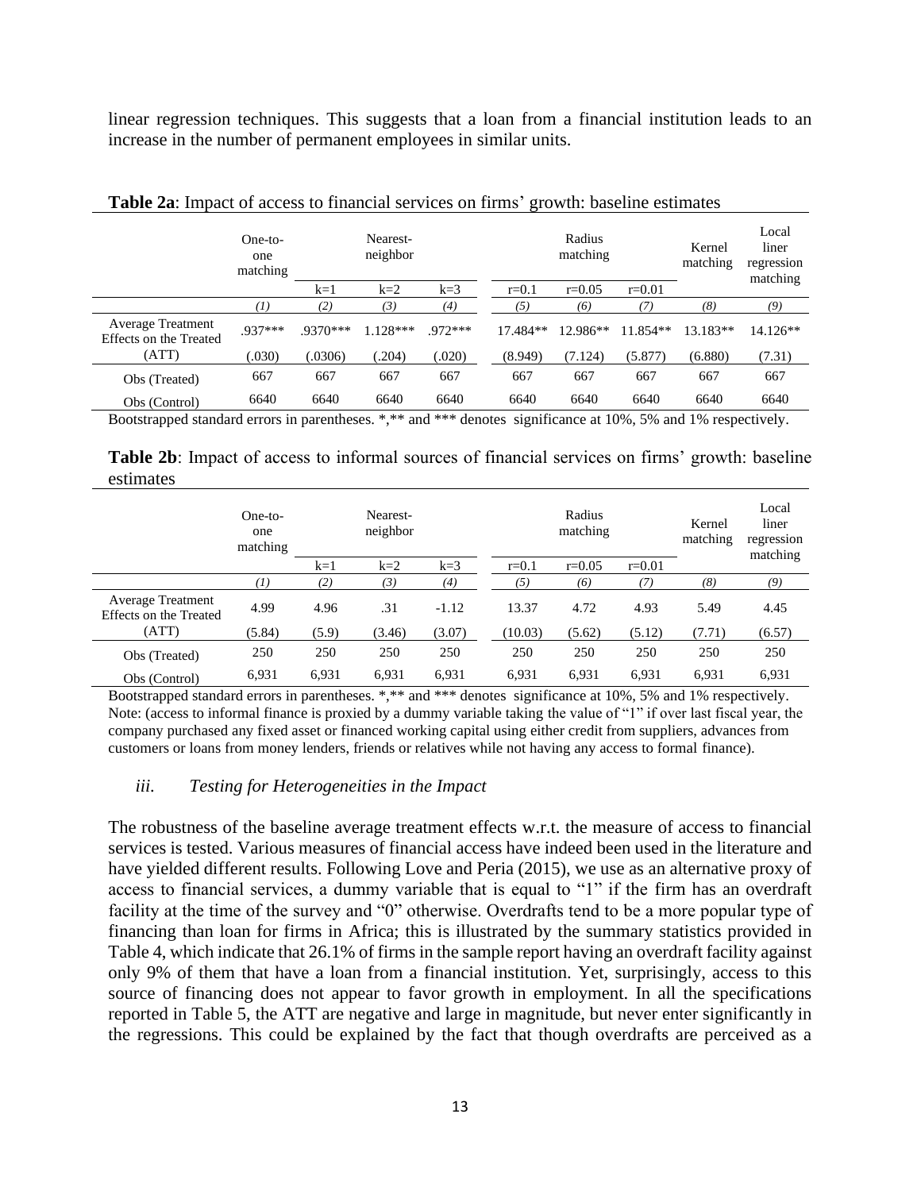linear regression techniques. This suggests that a loan from a financial institution leads to an increase in the number of permanent employees in similar units.

**Table 2a**: Impact of access to financial services on firms' growth: baseline estimates

| | One-to-one matching | Nearest-neighbor | | | Radius matching | | | Kernel matching | Local liner regression matching |
|---|---|---|---|---|---|---|---|---|---|
| | | k=1 | k=2 | k=3 | r=0.1 | r=0.05 | r=0.01 | | |
| | *(1)* | *(2)* | *(3)* | *(4)* | *(5)* | *(6)* | *(7)* | *(8)* | *(9)* |
| Average Treatment Effects on the Treated (ATT) | .937*** | .9370*** | 1.128*** | .972*** | 17.484** | 12.986** | 11.854** | 13.183** | 14.126** |
| | (.030) | (.0306) | (.204) | (.020) | (8.949) | (7.124) | (5.877) | (6.880) | (7.31) |
| Obs (Treated) | 667 | 667 | 667 | 667 | 667 | 667 | 667 | 667 | 667 |
| Obs (Control) | 6640 | 6640 | 6640 | 6640 | 6640 | 6640 | 6640 | 6640 | 6640 |

Bootstrapped standard errors in parentheses. *,** and *** denotes significance at 10%, 5% and 1% respectively.

**Table 2b**: Impact of access to informal sources of financial services on firms' growth: baseline estimates

| | One-to-one matching | Nearest-neighbor | | | Radius matching | | | Kernel matching | Local liner regression matching |
|---|---|---|---|---|---|---|---|---|---|
| | | k=1 | k=2 | k=3 | r=0.1 | r=0.05 | r=0.01 | | |
| | *(1)* | *(2)* | *(3)* | *(4)* | *(5)* | *(6)* | *(7)* | *(8)* | *(9)* |
| Average Treatment Effects on the Treated (ATT) | 4.99 | 4.96 | .31 | -1.12 | 13.37 | 4.72 | 4.93 | 5.49 | 4.45 |
| | (5.84) | (5.9) | (3.46) | (3.07) | (10.03) | (5.62) | (5.12) | (7.71) | (6.57) |
| Obs (Treated) | 250 | 250 | 250 | 250 | 250 | 250 | 250 | 250 | 250 |
| Obs (Control) | 6,931 | 6,931 | 6,931 | 6,931 | 6,931 | 6,931 | 6,931 | 6,931 | 6,931 |

Bootstrapped standard errors in parentheses. *,** and *** denotes significance at 10%, 5% and 1% respectively.
Note: (access to informal finance is proxied by a dummy variable taking the value of "1" if over last fiscal year, the company purchased any fixed asset or financed working capital using either credit from suppliers, advances from customers or loans from money lenders, friends or relatives while not having any access to formal finance).

### *iii. Testing for Heterogeneities in the Impact*

The robustness of the baseline average treatment effects w.r.t. the measure of access to financial services is tested. Various measures of financial access have indeed been used in the literature and have yielded different results. Following Love and Peria (2015), we use as an alternative proxy of access to financial services, a dummy variable that is equal to "1" if the firm has an overdraft facility at the time of the survey and "0" otherwise. Overdrafts tend to be a more popular type of financing than loan for firms in Africa; this is illustrated by the summary statistics provided in Table 4, which indicate that 26.1% of firms in the sample report having an overdraft facility against only 9% of them that have a loan from a financial institution. Yet, surprisingly, access to this source of financing does not appear to favor growth in employment. In all the specifications reported in Table 5, the ATT are negative and large in magnitude, but never enter significantly in the regressions. This could be explained by the fact that though overdrafts are perceived as a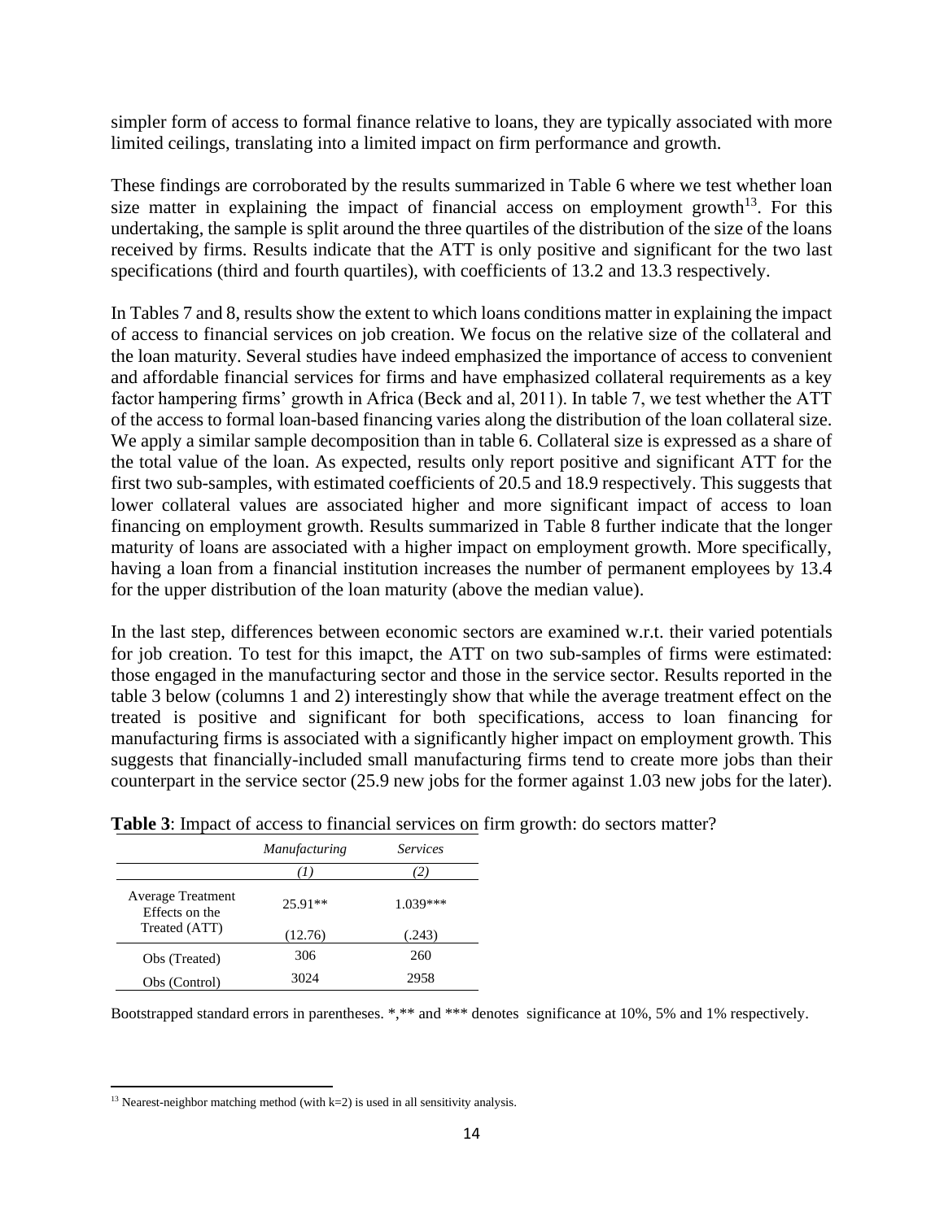simpler form of access to formal finance relative to loans, they are typically associated with more limited ceilings, translating into a limited impact on firm performance and growth.

These findings are corroborated by the results summarized in Table 6 where we test whether loan size matter in explaining the impact of financial access on employment growth[13]. For this undertaking, the sample is split around the three quartiles of the distribution of the size of the loans received by firms. Results indicate that the ATT is only positive and significant for the two last specifications (third and fourth quartiles), with coefficients of 13.2 and 13.3 respectively.

In Tables 7 and 8, results show the extent to which loans conditions matter in explaining the impact of access to financial services on job creation. We focus on the relative size of the collateral and the loan maturity. Several studies have indeed emphasized the importance of access to convenient and affordable financial services for firms and have emphasized collateral requirements as a key factor hampering firms' growth in Africa (Beck and al, 2011). In table 7, we test whether the ATT of the access to formal loan-based financing varies along the distribution of the loan collateral size. We apply a similar sample decomposition than in table 6. Collateral size is expressed as a share of the total value of the loan. As expected, results only report positive and significant ATT for the first two sub-samples, with estimated coefficients of 20.5 and 18.9 respectively. This suggests that lower collateral values are associated higher and more significant impact of access to loan financing on employment growth. Results summarized in Table 8 further indicate that the longer maturity of loans are associated with a higher impact on employment growth. More specifically, having a loan from a financial institution increases the number of permanent employees by 13.4 for the upper distribution of the loan maturity (above the median value).

In the last step, differences between economic sectors are examined w.r.t. their varied potentials for job creation. To test for this imapct, the ATT on two sub-samples of firms were estimated: those engaged in the manufacturing sector and those in the service sector. Results reported in the table 3 below (columns 1 and 2) interestingly show that while the average treatment effect on the treated is positive and significant for both specifications, access to loan financing for manufacturing firms is associated with a significantly higher impact on employment growth. This suggests that financially-included small manufacturing firms tend to create more jobs than their counterpart in the service sector (25.9 new jobs for the former against 1.03 new jobs for the later).

**Table 3**: Impact of access to financial services on firm growth: do sectors matter?

| | *Manufacturing* | *Services* |
|---|---|---|
| | *(1)* | *(2)* |
| Average Treatment Effects on the Treated (ATT) | 25.91** | 1.039*** |
| | (12.76) | (.243) |
| Obs (Treated) | 306 | 260 |
| Obs (Control) | 3024 | 2958 |

Bootstrapped standard errors in parentheses. *,** and *** denotes significance at 10%, 5% and 1% respectively.

[13] Nearest-neighbor matching method (with k=2) is used in all sensitivity analysis.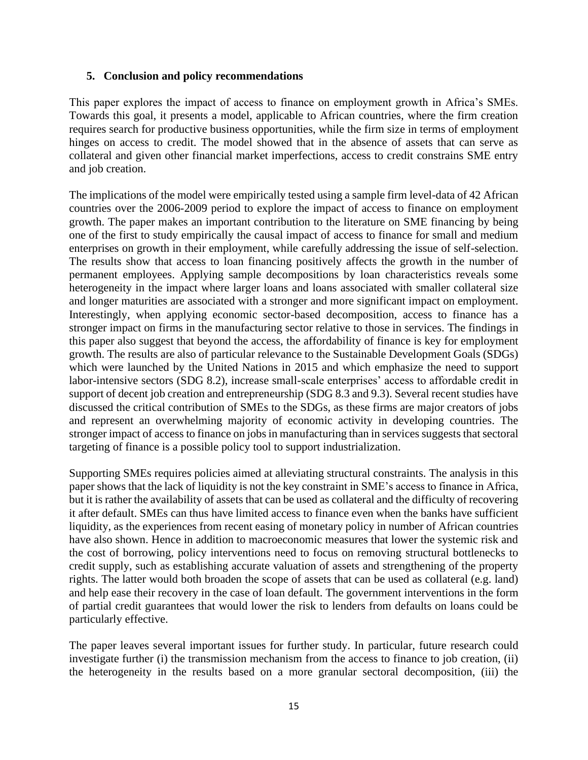## 5. Conclusion and policy recommendations

This paper explores the impact of access to finance on employment growth in Africa's SMEs. Towards this goal, it presents a model, applicable to African countries, where the firm creation requires search for productive business opportunities, while the firm size in terms of employment hinges on access to credit. The model showed that in the absence of assets that can serve as collateral and given other financial market imperfections, access to credit constrains SME entry and job creation.

The implications of the model were empirically tested using a sample firm level-data of 42 African countries over the 2006-2009 period to explore the impact of access to finance on employment growth. The paper makes an important contribution to the literature on SME financing by being one of the first to study empirically the causal impact of access to finance for small and medium enterprises on growth in their employment, while carefully addressing the issue of self-selection. The results show that access to loan financing positively affects the growth in the number of permanent employees. Applying sample decompositions by loan characteristics reveals some heterogeneity in the impact where larger loans and loans associated with smaller collateral size and longer maturities are associated with a stronger and more significant impact on employment. Interestingly, when applying economic sector-based decomposition, access to finance has a stronger impact on firms in the manufacturing sector relative to those in services. The findings in this paper also suggest that beyond the access, the affordability of finance is key for employment growth. The results are also of particular relevance to the Sustainable Development Goals (SDGs) which were launched by the United Nations in 2015 and which emphasize the need to support labor-intensive sectors (SDG 8.2), increase small-scale enterprises' access to affordable credit in support of decent job creation and entrepreneurship (SDG 8.3 and 9.3). Several recent studies have discussed the critical contribution of SMEs to the SDGs, as these firms are major creators of jobs and represent an overwhelming majority of economic activity in developing countries. The stronger impact of access to finance on jobs in manufacturing than in services suggests that sectoral targeting of finance is a possible policy tool to support industrialization.

Supporting SMEs requires policies aimed at alleviating structural constraints. The analysis in this paper shows that the lack of liquidity is not the key constraint in SME's access to finance in Africa, but it is rather the availability of assets that can be used as collateral and the difficulty of recovering it after default. SMEs can thus have limited access to finance even when the banks have sufficient liquidity, as the experiences from recent easing of monetary policy in number of African countries have also shown. Hence in addition to macroeconomic measures that lower the systemic risk and the cost of borrowing, policy interventions need to focus on removing structural bottlenecks to credit supply, such as establishing accurate valuation of assets and strengthening of the property rights. The latter would both broaden the scope of assets that can be used as collateral (e.g. land) and help ease their recovery in the case of loan default. The government interventions in the form of partial credit guarantees that would lower the risk to lenders from defaults on loans could be particularly effective.

The paper leaves several important issues for further study. In particular, future research could investigate further (i) the transmission mechanism from the access to finance to job creation, (ii) the heterogeneity in the results based on a more granular sectoral decomposition, (iii) the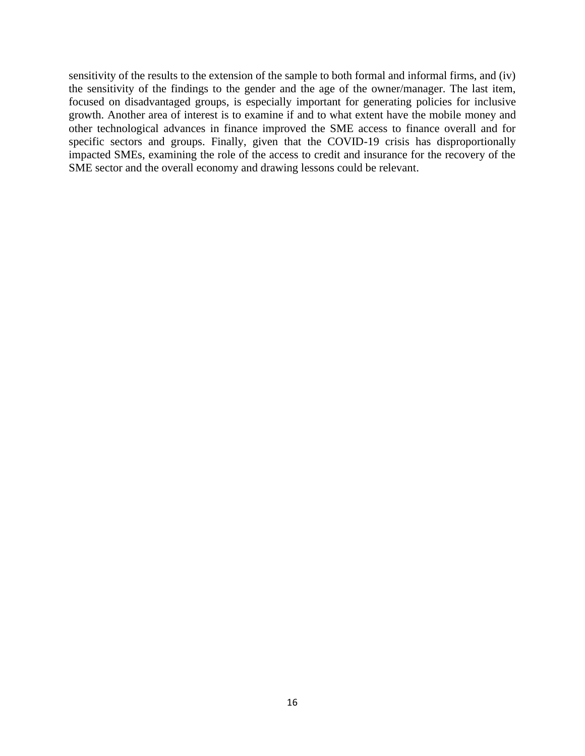sensitivity of the results to the extension of the sample to both formal and informal firms, and (iv) the sensitivity of the findings to the gender and the age of the owner/manager. The last item, focused on disadvantaged groups, is especially important for generating policies for inclusive growth. Another area of interest is to examine if and to what extent have the mobile money and other technological advances in finance improved the SME access to finance overall and for specific sectors and groups. Finally, given that the COVID-19 crisis has disproportionally impacted SMEs, examining the role of the access to credit and insurance for the recovery of the SME sector and the overall economy and drawing lessons could be relevant.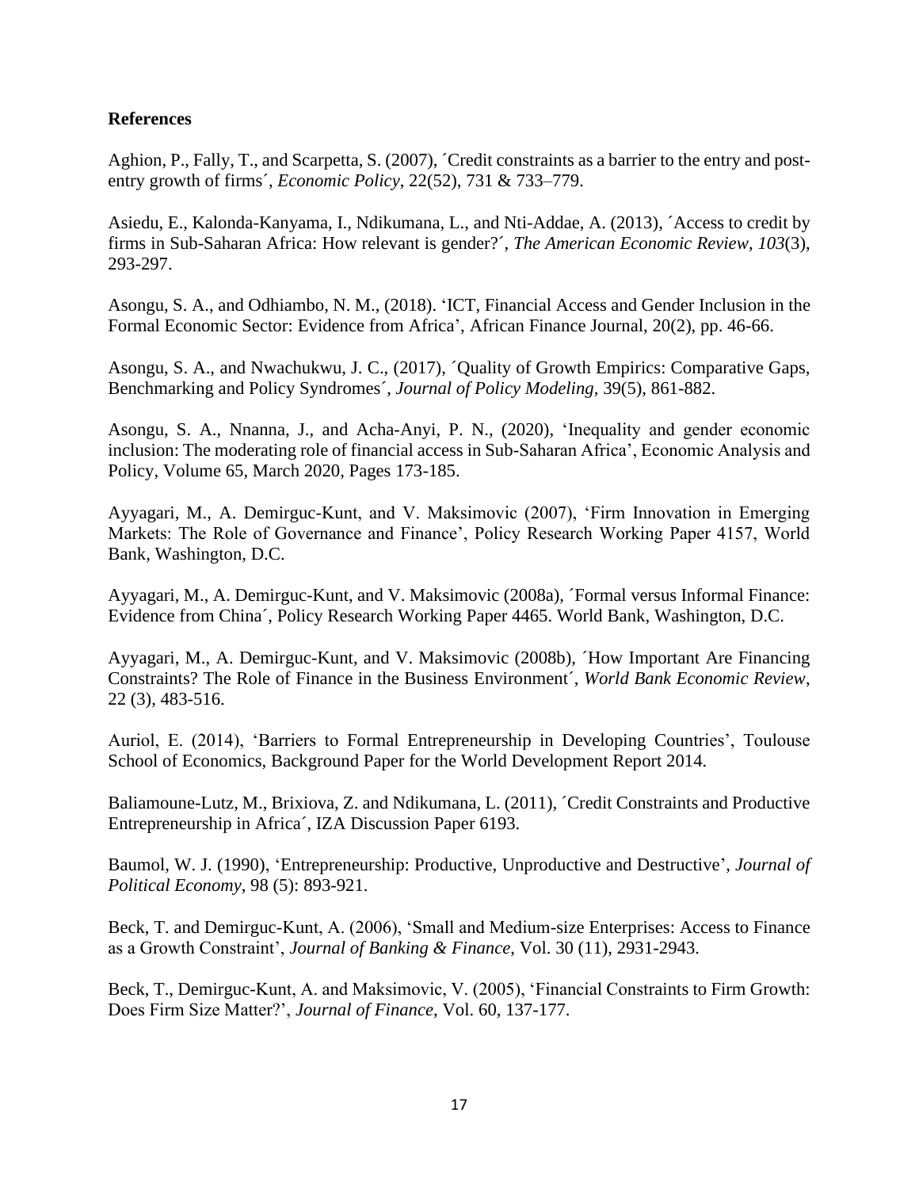**References**

Aghion, P., Fally, T., and Scarpetta, S. (2007), ´Credit constraints as a barrier to the entry and post-entry growth of firms´, *Economic Policy*, 22(52), 731 & 733–779.

Asiedu, E., Kalonda-Kanyama, I., Ndikumana, L., and Nti-Addae, A. (2013), ´Access to credit by firms in Sub-Saharan Africa: How relevant is gender?´, *The American Economic Review*, *103*(3), 293-297.

Asongu, S. A., and Odhiambo, N. M., (2018). 'ICT, Financial Access and Gender Inclusion in the Formal Economic Sector: Evidence from Africa', African Finance Journal, 20(2), pp. 46-66.

Asongu, S. A., and Nwachukwu, J. C., (2017), ´Quality of Growth Empirics: Comparative Gaps, Benchmarking and Policy Syndromes´, *Journal of Policy Modeling*, 39(5), 861-882.

Asongu, S. A., Nnanna, J., and Acha-Anyi, P. N., (2020), 'Inequality and gender economic inclusion: The moderating role of financial access in Sub-Saharan Africa', Economic Analysis and Policy, Volume 65, March 2020, Pages 173-185.

Ayyagari, M., A. Demirguc-Kunt, and V. Maksimovic (2007), 'Firm Innovation in Emerging Markets: The Role of Governance and Finance', Policy Research Working Paper 4157, World Bank, Washington, D.C.

Ayyagari, M., A. Demirguc-Kunt, and V. Maksimovic (2008a), ´Formal versus Informal Finance: Evidence from China´, Policy Research Working Paper 4465. World Bank, Washington, D.C.

Ayyagari, M., A. Demirguc-Kunt, and V. Maksimovic (2008b), ´How Important Are Financing Constraints? The Role of Finance in the Business Environment´, *World Bank Economic Review*, 22 (3), 483-516.

Auriol, E. (2014), 'Barriers to Formal Entrepreneurship in Developing Countries', Toulouse School of Economics, Background Paper for the World Development Report 2014.

Baliamoune-Lutz, M., Brixiova, Z. and Ndikumana, L. (2011), ´Credit Constraints and Productive Entrepreneurship in Africa´, IZA Discussion Paper 6193.

Baumol, W. J. (1990), 'Entrepreneurship: Productive, Unproductive and Destructive', *Journal of Political Economy*, 98 (5): 893-921.

Beck, T. and Demirguc-Kunt, A. (2006), 'Small and Medium-size Enterprises: Access to Finance as a Growth Constraint', *Journal of Banking & Finance*, Vol. 30 (11), 2931-2943.

Beck, T., Demirguc-Kunt, A. and Maksimovic, V. (2005), 'Financial Constraints to Firm Growth: Does Firm Size Matter?', *Journal of Finance*, Vol. 60, 137-177.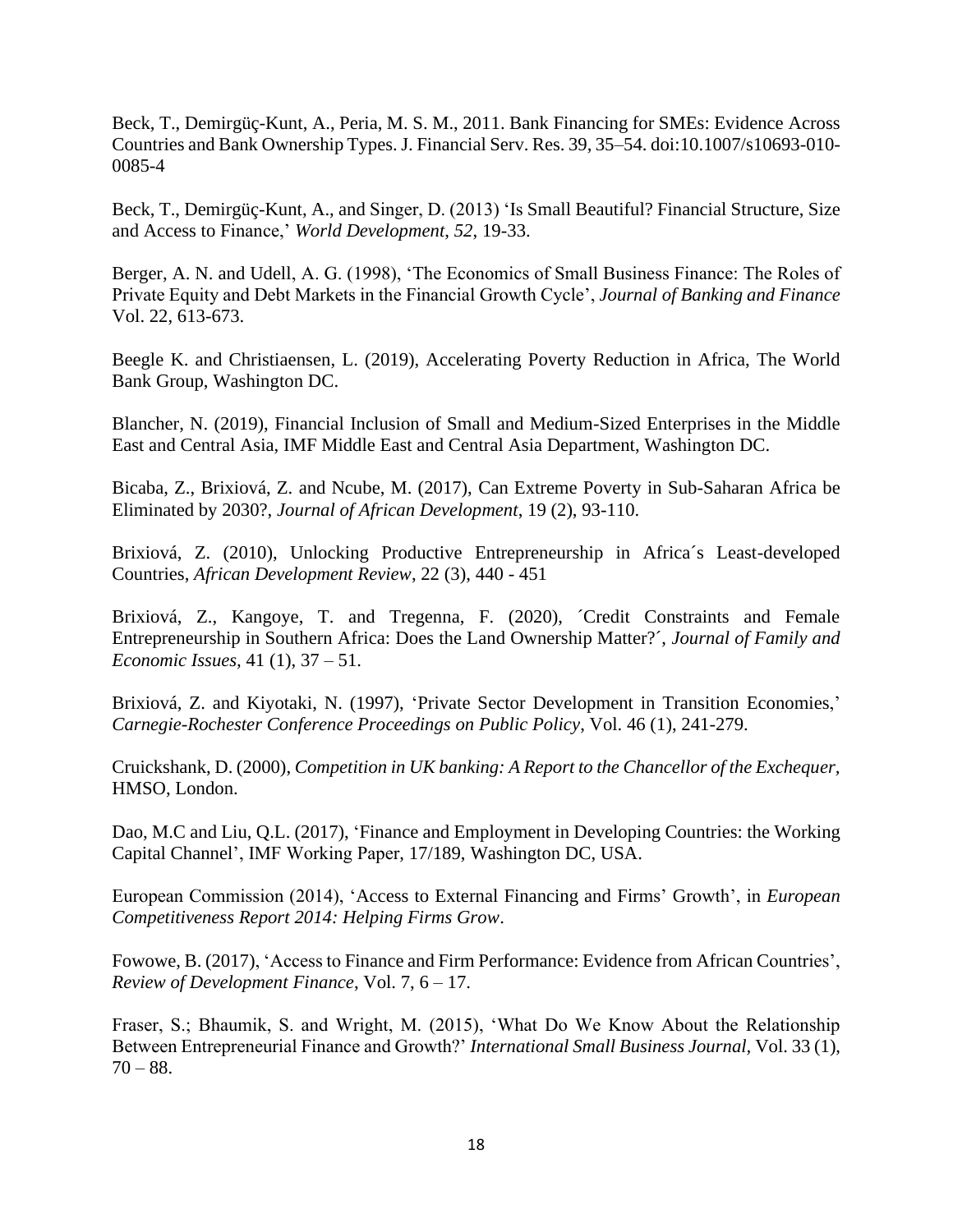Beck, T., Demirgüç-Kunt, A., Peria, M. S. M., 2011. Bank Financing for SMEs: Evidence Across Countries and Bank Ownership Types. J. Financial Serv. Res. 39, 35–54. doi:10.1007/s10693-010-0085-4

Beck, T., Demirgüç-Kunt, A., and Singer, D. (2013) 'Is Small Beautiful? Financial Structure, Size and Access to Finance,' *World Development*, *52*, 19-33.

Berger, A. N. and Udell, A. G. (1998), 'The Economics of Small Business Finance: The Roles of Private Equity and Debt Markets in the Financial Growth Cycle', *Journal of Banking and Finance* Vol. 22, 613-673.

Beegle K. and Christiaensen, L. (2019), Accelerating Poverty Reduction in Africa, The World Bank Group, Washington DC.

Blancher, N. (2019), Financial Inclusion of Small and Medium-Sized Enterprises in the Middle East and Central Asia, IMF Middle East and Central Asia Department, Washington DC.

Bicaba, Z., Brixiová, Z. and Ncube, M. (2017), Can Extreme Poverty in Sub-Saharan Africa be Eliminated by 2030?, *Journal of African Development*, 19 (2), 93-110.

Brixiová, Z. (2010), Unlocking Productive Entrepreneurship in Africa´s Least-developed Countries, *African Development Review*, 22 (3), 440 - 451

Brixiová, Z., Kangoye, T. and Tregenna, F. (2020), ´Credit Constraints and Female Entrepreneurship in Southern Africa: Does the Land Ownership Matter?´, *Journal of Family and Economic Issues,* 41 (1), 37 – 51.

Brixiová, Z. and Kiyotaki, N. (1997), 'Private Sector Development in Transition Economies,' *Carnegie-Rochester Conference Proceedings on Public Policy*, Vol. 46 (1), 241-279.

Cruickshank, D. (2000), *Competition in UK banking: A Report to the Chancellor of the Exchequer,* HMSO, London.

Dao, M.C and Liu, Q.L. (2017), 'Finance and Employment in Developing Countries: the Working Capital Channel', IMF Working Paper, 17/189, Washington DC, USA.

European Commission (2014), 'Access to External Financing and Firms' Growth', in *European Competitiveness Report 2014: Helping Firms Grow*.

Fowowe, B. (2017), 'Access to Finance and Firm Performance: Evidence from African Countries', *Review of Development Finance*, Vol. 7, 6 – 17.

Fraser, S.; Bhaumik, S. and Wright, M. (2015), 'What Do We Know About the Relationship Between Entrepreneurial Finance and Growth?' *International Small Business Journal,* Vol. 33 (1), 70 – 88.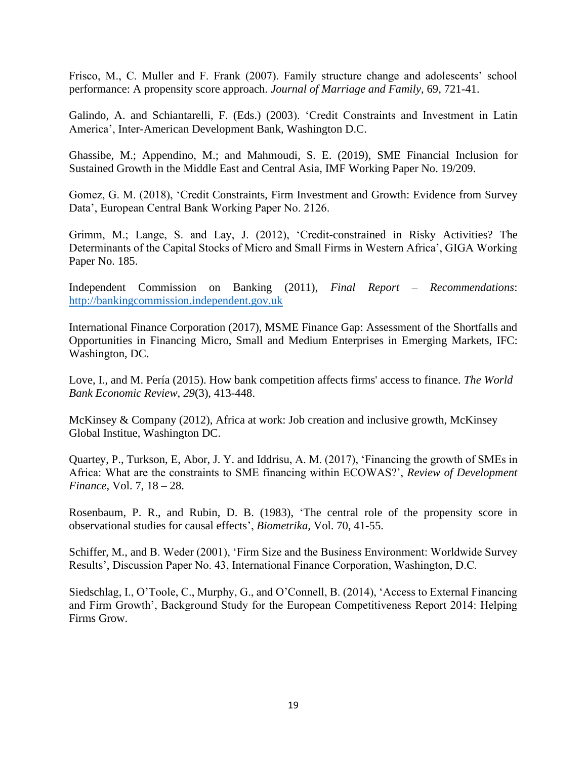Frisco, M., C. Muller and F. Frank (2007). Family structure change and adolescents' school performance: A propensity score approach. *Journal of Marriage and Family*, 69, 721-41.

Galindo, A. and Schiantarelli, F. (Eds.) (2003). 'Credit Constraints and Investment in Latin America', Inter-American Development Bank, Washington D.C.

Ghassibe, M.; Appendino, M.; and Mahmoudi, S. E. (2019), SME Financial Inclusion for Sustained Growth in the Middle East and Central Asia, IMF Working Paper No. 19/209.

Gomez, G. M. (2018), 'Credit Constraints, Firm Investment and Growth: Evidence from Survey Data', European Central Bank Working Paper No. 2126.

Grimm, M.; Lange, S. and Lay, J. (2012), 'Credit-constrained in Risky Activities? The Determinants of the Capital Stocks of Micro and Small Firms in Western Africa', GIGA Working Paper No. 185.

Independent Commission on Banking (2011), *Final Report – Recommendations*: http://bankingcommission.independent.gov.uk

International Finance Corporation (2017), MSME Finance Gap: Assessment of the Shortfalls and Opportunities in Financing Micro, Small and Medium Enterprises in Emerging Markets, IFC: Washington, DC.

Love, I., and M. Pería (2015). How bank competition affects firms' access to finance. *The World Bank Economic Review*, *29*(3), 413-448.

McKinsey & Company (2012), Africa at work: Job creation and inclusive growth, McKinsey Global Institue, Washington DC.

Quartey, P., Turkson, E, Abor, J. Y. and Iddrisu, A. M. (2017), 'Financing the growth of SMEs in Africa: What are the constraints to SME financing within ECOWAS?', *Review of Development Finance*, Vol. 7, 18 – 28.

Rosenbaum, P. R., and Rubin, D. B. (1983), 'The central role of the propensity score in observational studies for causal effects', *Biometrika*, Vol. 70, 41-55.

Schiffer, M., and B. Weder (2001), 'Firm Size and the Business Environment: Worldwide Survey Results', Discussion Paper No. 43, International Finance Corporation, Washington, D.C.

Siedschlag, I., O'Toole, C., Murphy, G., and O'Connell, B. (2014), 'Access to External Financing and Firm Growth', Background Study for the European Competitiveness Report 2014: Helping Firms Grow.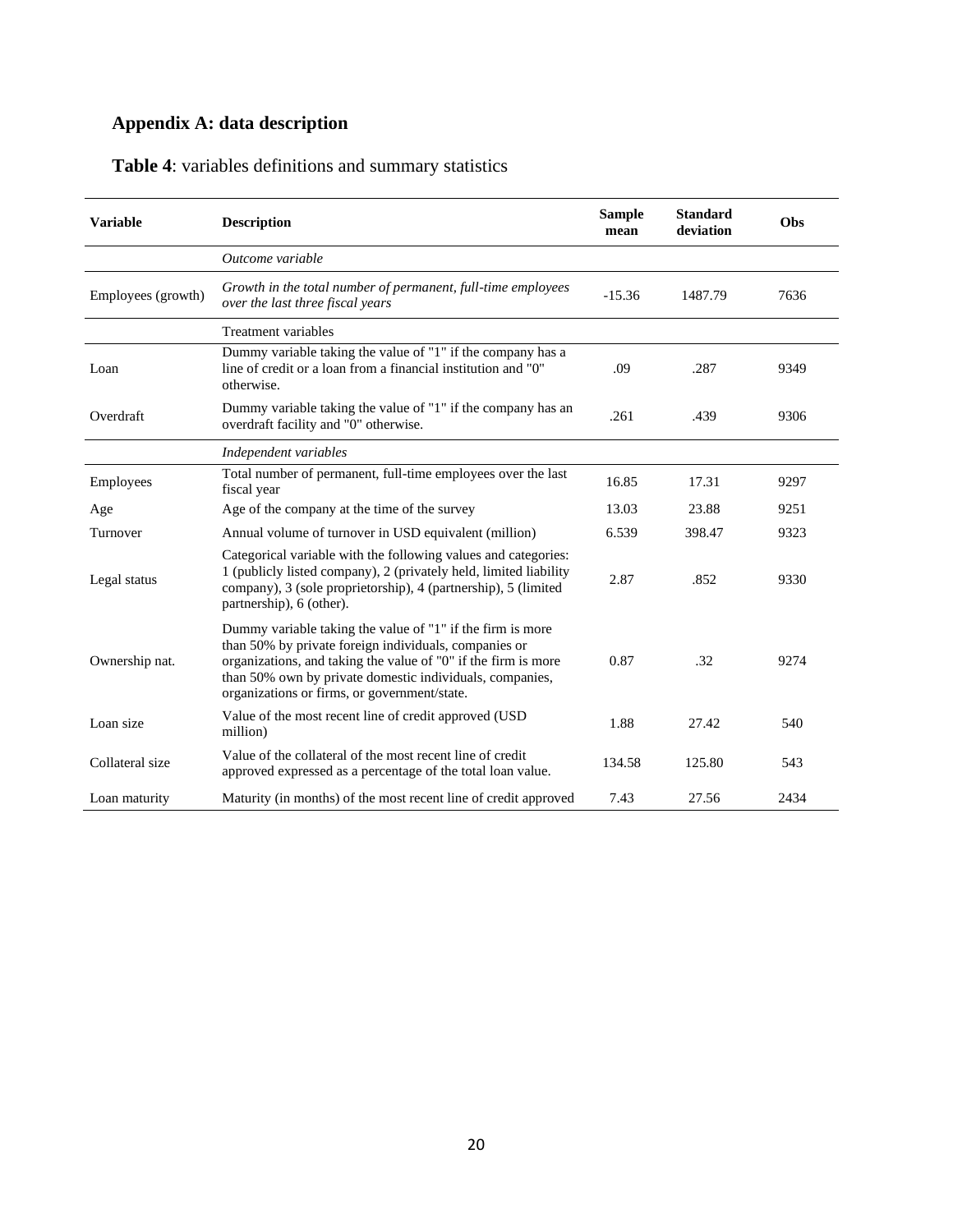## Appendix A: data description

**Table 4**: variables definitions and summary statistics

| Variable | Description | Sample mean | Standard deviation | Obs |
|---|---|---|---|---|
| | *Outcome variable* | | | |
| Employees (growth) | *Growth in the total number of permanent, full-time employees over the last three fiscal years* | -15.36 | 1487.79 | 7636 |
| | Treatment variables | | | |
| Loan | Dummy variable taking the value of "1" if the company has a line of credit or a loan from a financial institution and "0" otherwise. | .09 | .287 | 9349 |
| Overdraft | Dummy variable taking the value of "1" if the company has an overdraft facility and "0" otherwise. | .261 | .439 | 9306 |
| | *Independent variables* | | | |
| Employees | Total number of permanent, full-time employees over the last fiscal year | 16.85 | 17.31 | 9297 |
| Age | Age of the company at the time of the survey | 13.03 | 23.88 | 9251 |
| Turnover | Annual volume of turnover in USD equivalent (million) | 6.539 | 398.47 | 9323 |
| Legal status | Categorical variable with the following values and categories: 1 (publicly listed company), 2 (privately held, limited liability company), 3 (sole proprietorship), 4 (partnership), 5 (limited partnership), 6 (other). | 2.87 | .852 | 9330 |
| Ownership nat. | Dummy variable taking the value of "1" if the firm is more than 50% by private foreign individuals, companies or organizations, and taking the value of "0" if the firm is more than 50% own by private domestic individuals, companies, organizations or firms, or government/state. | 0.87 | .32 | 9274 |
| Loan size | Value of the most recent line of credit approved (USD million) | 1.88 | 27.42 | 540 |
| Collateral size | Value of the collateral of the most recent line of credit approved expressed as a percentage of the total loan value. | 134.58 | 125.80 | 543 |
| Loan maturity | Maturity (in months) of the most recent line of credit approved | 7.43 | 27.56 | 2434 |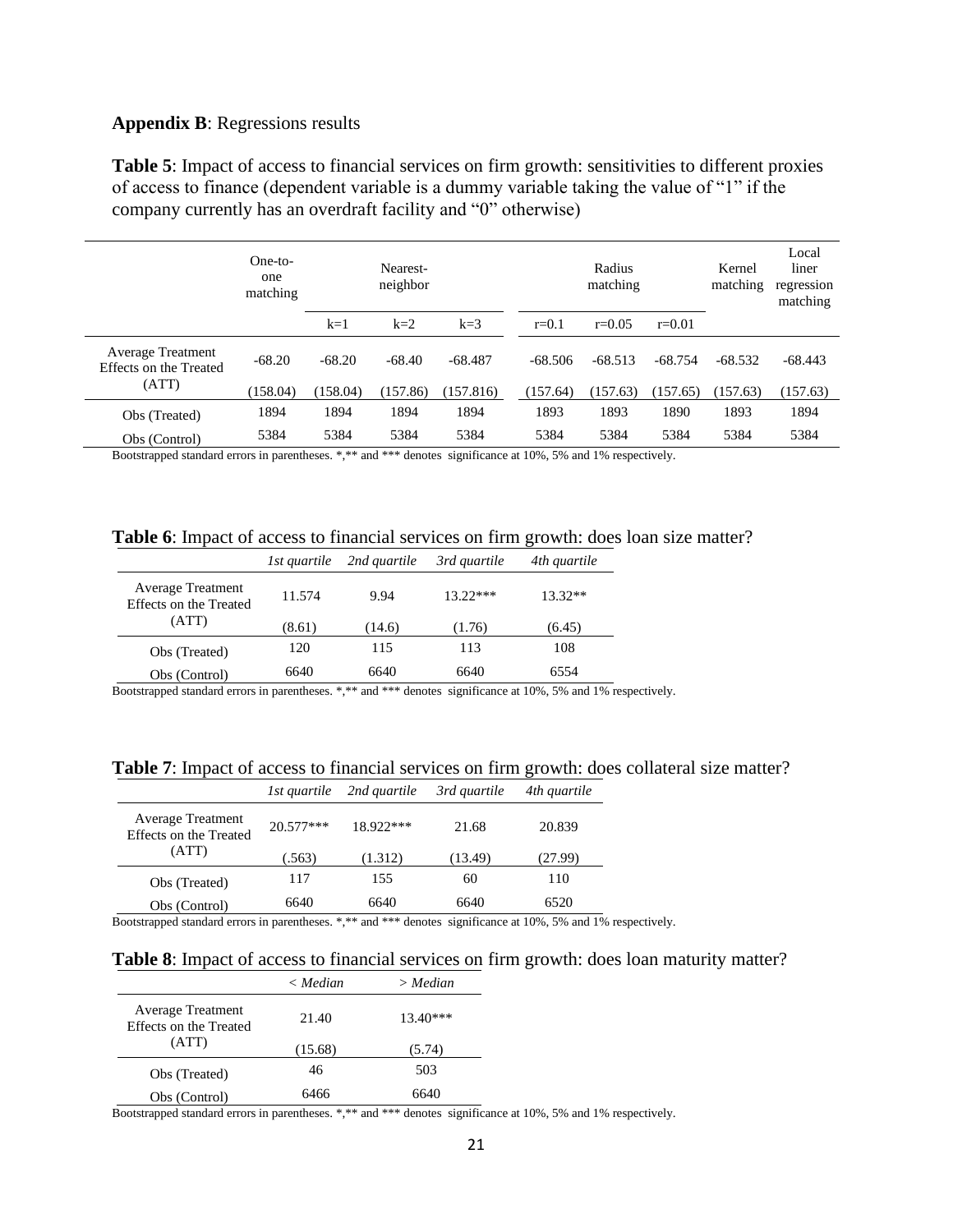**Appendix B**: Regressions results

**Table 5**: Impact of access to financial services on firm growth: sensitivities to different proxies of access to finance (dependent variable is a dummy variable taking the value of “1” if the company currently has an overdraft facility and “0” otherwise)

| | One-to-one matching | Nearest-neighbor | | | Radius matching | | | Kernel matching | Local liner regression matching |
|---|---|---|---|---|---|---|---|---|---|
| | | k=1 | k=2 | k=3 | r=0.1 | r=0.05 | r=0.01 | | |
| Average Treatment Effects on the Treated (ATT) | -68.20 | -68.20 | -68.40 | -68.487 | -68.506 | -68.513 | -68.754 | -68.532 | -68.443 |
| | (158.04) | (158.04) | (157.86) | (157.816) | (157.64) | (157.63) | (157.65) | (157.63) | (157.63) |
| Obs (Treated) | 1894 | 1894 | 1894 | 1894 | 1893 | 1893 | 1890 | 1893 | 1894 |
| Obs (Control) | 5384 | 5384 | 5384 | 5384 | 5384 | 5384 | 5384 | 5384 | 5384 |

Bootstrapped standard errors in parentheses. *,** and *** denotes significance at 10%, 5% and 1% respectively.

**Table 6**: Impact of access to financial services on firm growth: does loan size matter?

| | *1st quartile* | *2nd quartile* | *3rd quartile* | *4th quartile* |
|---|---|---|---|---|
| Average Treatment Effects on the Treated (ATT) | 11.574 | 9.94 | 13.22*** | 13.32** |
| | (8.61) | (14.6) | (1.76) | (6.45) |
| Obs (Treated) | 120 | 115 | 113 | 108 |
| Obs (Control) | 6640 | 6640 | 6640 | 6554 |

Bootstrapped standard errors in parentheses. *,** and *** denotes significance at 10%, 5% and 1% respectively.

**Table 7**: Impact of access to financial services on firm growth: does collateral size matter?

| | *1st quartile* | *2nd quartile* | *3rd quartile* | *4th quartile* |
|---|---|---|---|---|
| Average Treatment Effects on the Treated (ATT) | 20.577*** | 18.922*** | 21.68 | 20.839 |
| | (.563) | (1.312) | (13.49) | (27.99) |
| Obs (Treated) | 117 | 155 | 60 | 110 |
| Obs (Control) | 6640 | 6640 | 6640 | 6520 |

Bootstrapped standard errors in parentheses. *,** and *** denotes significance at 10%, 5% and 1% respectively.

**Table 8**: Impact of access to financial services on firm growth: does loan maturity matter?

| | *< Median* | *> Median* |
|---|---|---|
| Average Treatment Effects on the Treated (ATT) | 21.40 | 13.40*** |
| | (15.68) | (5.74) |
| Obs (Treated) | 46 | 503 |
| Obs (Control) | 6466 | 6640 |

Bootstrapped standard errors in parentheses. *,** and *** denotes significance at 10%, 5% and 1% respectively.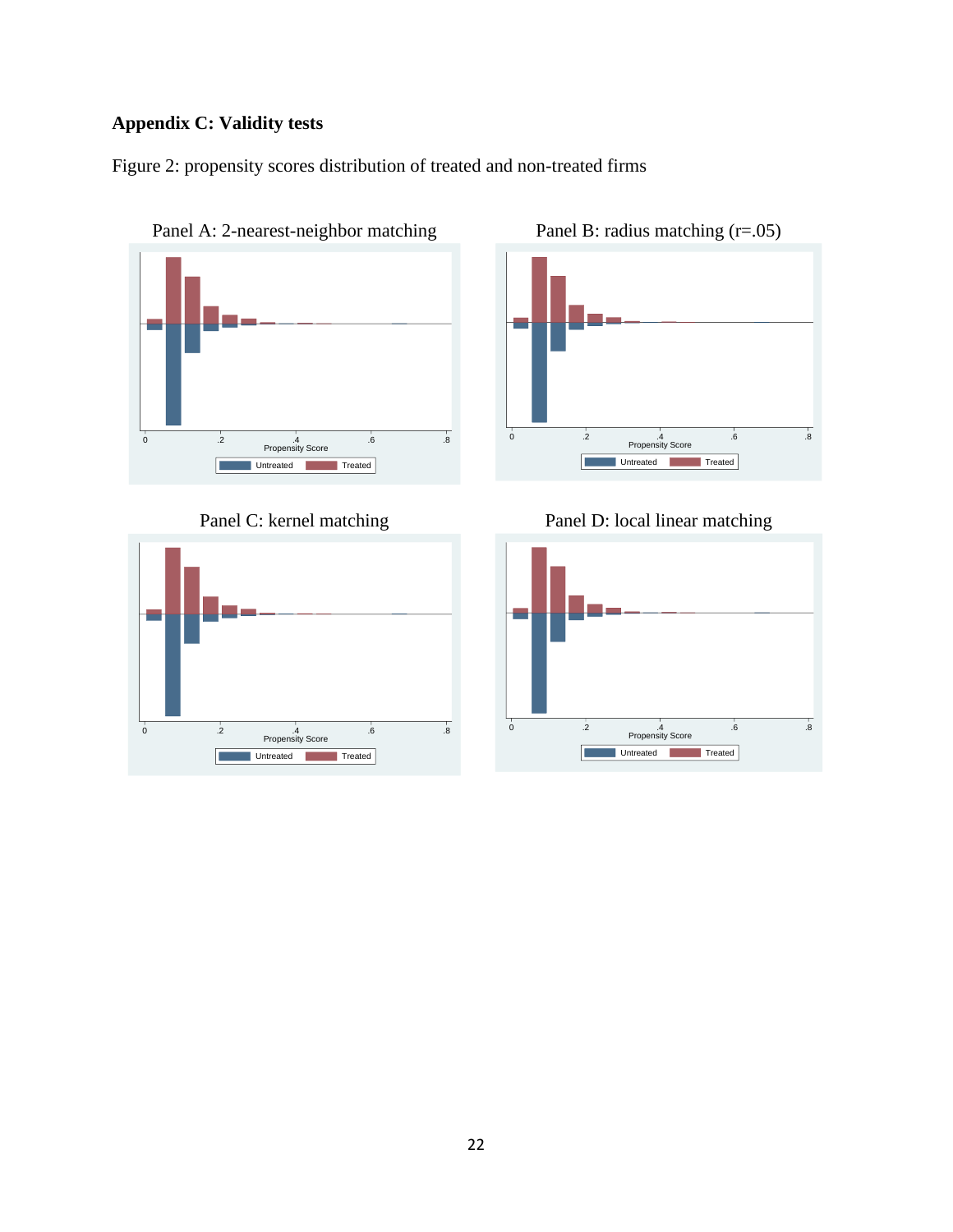## Appendix C: Validity tests

Figure 2: propensity scores distribution of treated and non-treated firms

Panel A: 2-nearest-neighbor matching

Panel B: radius matching (r=.05)

Panel C: kernel matching

Panel D: local linear matching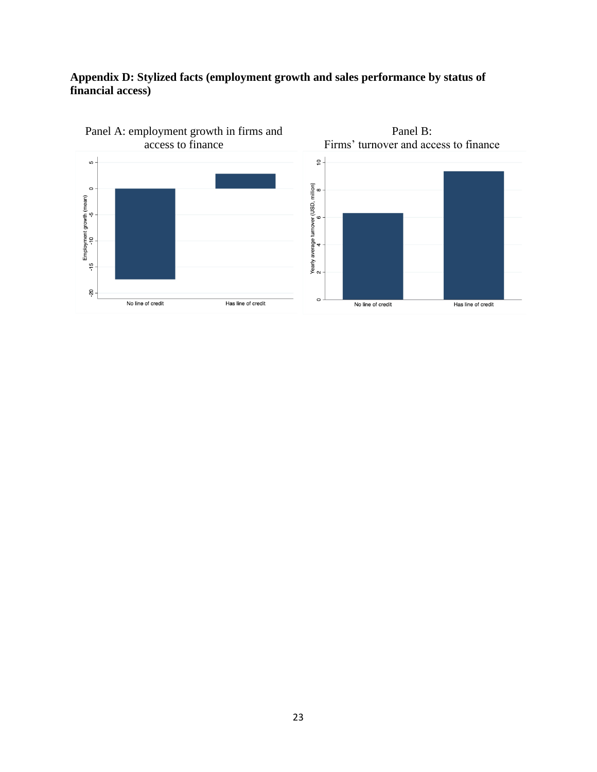**Appendix D: Stylized facts (employment growth and sales performance by status of financial access)**

Panel A: employment growth in firms and access to finance

Employment growth (mean)

5
0
-5
-10
-15
-20

No line of credit
Has line of credit

Panel B: Firms' turnover and access to finance

Yearly average turnover (USD, million)

10
8
6
4
2
0

No line of credit
Has line of credit